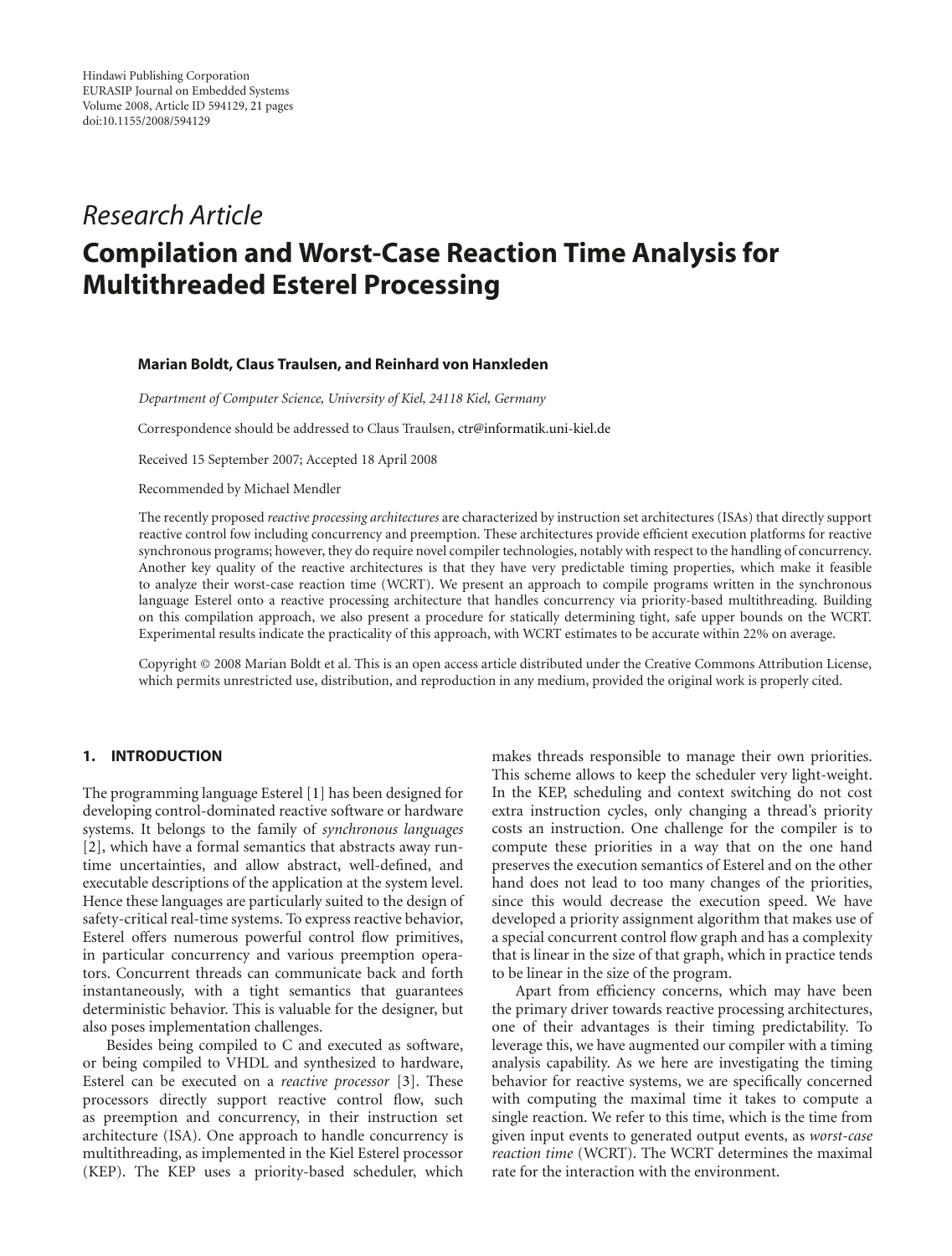Hindawi Publishing Corporation
EURASIP Journal on Embedded Systems
Volume 2008, Article ID 594129, 21 pages
doi:10.1155/2008/594129

*Research Article*

# Compilation and Worst-Case Reaction Time Analysis for Multithreaded Esterel Processing

**Marian Boldt, Claus Traulsen, and Reinhard von Hanxleden**

*Department of Computer Science, University of Kiel, 24118 Kiel, Germany*

Correspondence should be addressed to Claus Traulsen, ctr@informatik.uni-kiel.de

Received 15 September 2007; Accepted 18 April 2008

Recommended by Michael Mendler

The recently proposed *reactive processing architectures* are characterized by instruction set architectures (ISAs) that directly support reactive control fow including concurrency and preemption. These architectures provide efficient execution platforms for reactive synchronous programs; however, they do require novel compiler technologies, notably with respect to the handling of concurrency. Another key quality of the reactive architectures is that they have very predictable timing properties, which make it feasible to analyze their worst-case reaction time (WCRT). We present an approach to compile programs written in the synchronous language Esterel onto a reactive processing architecture that handles concurrency via priority-based multithreading. Building on this compilation approach, we also present a procedure for statically determining tight, safe upper bounds on the WCRT. Experimental results indicate the practicality of this approach, with WCRT estimates to be accurate within 22% on average.

Copyright © 2008 Marian Boldt et al. This is an open access article distributed under the Creative Commons Attribution License, which permits unrestricted use, distribution, and reproduction in any medium, provided the original work is properly cited.

## 1. INTRODUCTION

The programming language Esterel [1] has been designed for developing control-dominated reactive software or hardware systems. It belongs to the family of *synchronous languages* [2], which have a formal semantics that abstracts away run-time uncertainties, and allow abstract, well-defined, and executable descriptions of the application at the system level. Hence these languages are particularly suited to the design of safety-critical real-time systems. To express reactive behavior, Esterel offers numerous powerful control flow primitives, in particular concurrency and various preemption operators. Concurrent threads can communicate back and forth instantaneously, with a tight semantics that guarantees deterministic behavior. This is valuable for the designer, but also poses implementation challenges.

Besides being compiled to C and executed as software, or being compiled to VHDL and synthesized to hardware, Esterel can be executed on a *reactive processor* [3]. These processors directly support reactive control flow, such as preemption and concurrency, in their instruction set architecture (ISA). One approach to handle concurrency is multithreading, as implemented in the Kiel Esterel processor (KEP). The KEP uses a priority-based scheduler, which makes threads responsible to manage their own priorities. This scheme allows to keep the scheduler very light-weight. In the KEP, scheduling and context switching do not cost extra instruction cycles, only changing a thread's priority costs an instruction. One challenge for the compiler is to compute these priorities in a way that on the one hand preserves the execution semantics of Esterel and on the other hand does not lead to too many changes of the priorities, since this would decrease the execution speed. We have developed a priority assignment algorithm that makes use of a special concurrent control flow graph and has a complexity that is linear in the size of that graph, which in practice tends to be linear in the size of the program.

Apart from efficiency concerns, which may have been the primary driver towards reactive processing architectures, one of their advantages is their timing predictability. To leverage this, we have augmented our compiler with a timing analysis capability. As we here are investigating the timing behavior for reactive systems, we are specifically concerned with computing the maximal time it takes to compute a single reaction. We refer to this time, which is the time from given input events to generated output events, as *worst-case reaction time* (WCRT). The WCRT determines the maximal rate for the interaction with the environment.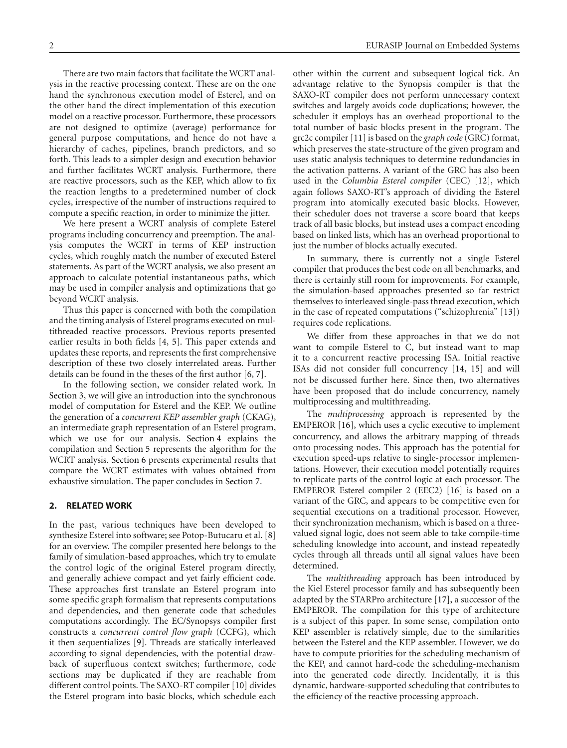There are two main factors that facilitate the WCRT analysis in the reactive processing context. These are on the one hand the synchronous execution model of Esterel, and on the other hand the direct implementation of this execution model on a reactive processor. Furthermore, these processors are not designed to optimize (average) performance for general purpose computations, and hence do not have a hierarchy of caches, pipelines, branch predictors, and so forth. This leads to a simpler design and execution behavior and further facilitates WCRT analysis. Furthermore, there are reactive processors, such as the KEP, which allow to fix the reaction lengths to a predetermined number of clock cycles, irrespective of the number of instructions required to compute a specific reaction, in order to minimize the jitter.

We here present a WCRT analysis of complete Esterel programs including concurrency and preemption. The analysis computes the WCRT in terms of KEP instruction cycles, which roughly match the number of executed Esterel statements. As part of the WCRT analysis, we also present an approach to calculate potential instantaneous paths, which may be used in compiler analysis and optimizations that go beyond WCRT analysis.

Thus this paper is concerned with both the compilation and the timing analysis of Esterel programs executed on multithreaded reactive processors. Previous reports presented earlier results in both fields [4, 5]. This paper extends and updates these reports, and represents the first comprehensive description of these two closely interrelated areas. Further details can be found in the theses of the first author [6, 7].

In the following section, we consider related work. In Section 3, we will give an introduction into the synchronous model of computation for Esterel and the KEP. We outline the generation of a *concurrent KEP assembler graph* (CKAG), an intermediate graph representation of an Esterel program, which we use for our analysis. Section 4 explains the compilation and Section 5 represents the algorithm for the WCRT analysis. Section 6 presents experimental results that compare the WCRT estimates with values obtained from exhaustive simulation. The paper concludes in Section 7.

## 2. RELATED WORK

In the past, various techniques have been developed to synthesize Esterel into software; see Potop-Butucaru et al. [8] for an overview. The compiler presented here belongs to the family of simulation-based approaches, which try to emulate the control logic of the original Esterel program directly, and generally achieve compact and yet fairly efficient code. These approaches first translate an Esterel program into some specific graph formalism that represents computations and dependencies, and then generate code that schedules computations accordingly. The EC/Synopsys compiler first constructs a *concurrent control flow graph* (CCFG), which it then sequentializes [9]. Threads are statically interleaved according to signal dependencies, with the potential drawback of superfluous context switches; furthermore, code sections may be duplicated if they are reachable from different control points. The SAXO-RT compiler [10] divides the Esterel program into basic blocks, which schedule each other within the current and subsequent logical tick. An advantage relative to the Synopsis compiler is that the SAXO-RT compiler does not perform unnecessary context switches and largely avoids code duplications; however, the scheduler it employs has an overhead proportional to the total number of basic blocks present in the program. The grc2c compiler [11] is based on the *graph code* (GRC) format, which preserves the state-structure of the given program and uses static analysis techniques to determine redundancies in the activation patterns. A variant of the GRC has also been used in the *Columbia Esterel compiler* (CEC) [12], which again follows SAXO-RT's approach of dividing the Esterel program into atomically executed basic blocks. However, their scheduler does not traverse a score board that keeps track of all basic blocks, but instead uses a compact encoding based on linked lists, which has an overhead proportional to just the number of blocks actually executed.

In summary, there is currently not a single Esterel compiler that produces the best code on all benchmarks, and there is certainly still room for improvements. For example, the simulation-based approaches presented so far restrict themselves to interleaved single-pass thread execution, which in the case of repeated computations ("schizophrenia" [13]) requires code replications.

We differ from these approaches in that we do not want to compile Esterel to C, but instead want to map it to a concurrent reactive processing ISA. Initial reactive ISAs did not consider full concurrency [14, 15] and will not be discussed further here. Since then, two alternatives have been proposed that do include concurrency, namely multiprocessing and multithreading.

The *multiprocessing* approach is represented by the EMPEROR [16], which uses a cyclic executive to implement concurrency, and allows the arbitrary mapping of threads onto processing nodes. This approach has the potential for execution speed-ups relative to single-processor implementations. However, their execution model potentially requires to replicate parts of the control logic at each processor. The EMPEROR Esterel compiler 2 (EEC2) [16] is based on a variant of the GRC, and appears to be competitive even for sequential executions on a traditional processor. However, their synchronization mechanism, which is based on a three-valued signal logic, does not seem able to take compile-time scheduling knowledge into account, and instead repeatedly cycles through all threads until all signal values have been determined.

The *multithreading* approach has been introduced by the Kiel Esterel processor family and has subsequently been adapted by the STARPro architecture [17], a successor of the EMPEROR. The compilation for this type of architecture is a subject of this paper. In some sense, compilation onto KEP assembler is relatively simple, due to the similarities between the Esterel and the KEP assembler. However, we do have to compute priorities for the scheduling mechanism of the KEP, and cannot hard-code the scheduling-mechanism into the generated code directly. Incidentally, it is this dynamic, hardware-supported scheduling that contributes to the efficiency of the reactive processing approach.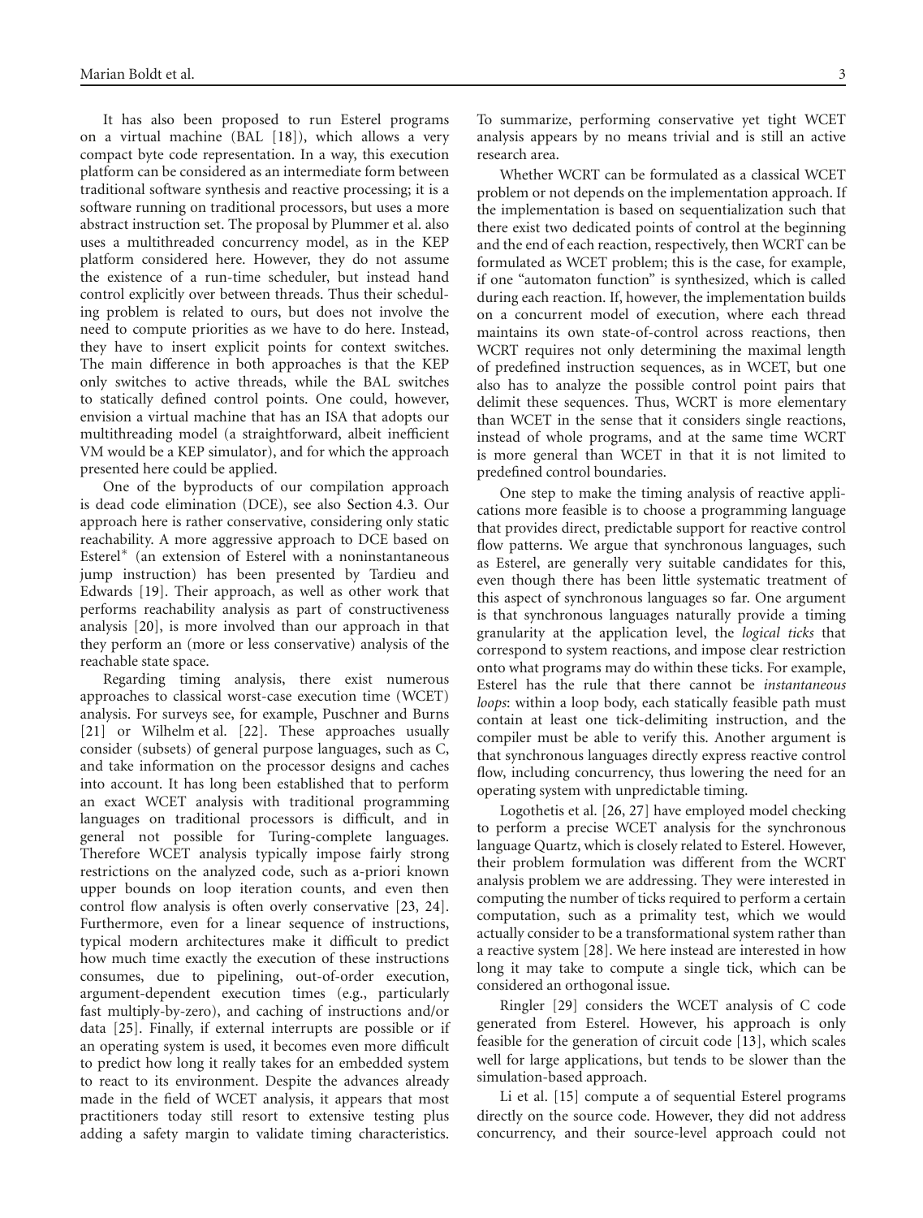It has also been proposed to run Esterel programs on a virtual machine (BAL [18]), which allows a very compact byte code representation. In a way, this execution platform can be considered as an intermediate form between traditional software synthesis and reactive processing; it is a software running on traditional processors, but uses a more abstract instruction set. The proposal by Plummer et al. also uses a multithreaded concurrency model, as in the KEP platform considered here. However, they do not assume the existence of a run-time scheduler, but instead hand control explicitly over between threads. Thus their scheduling problem is related to ours, but does not involve the need to compute priorities as we have to do here. Instead, they have to insert explicit points for context switches. The main difference in both approaches is that the KEP only switches to active threads, while the BAL switches to statically defined control points. One could, however, envision a virtual machine that has an ISA that adopts our multithreading model (a straightforward, albeit inefficient VM would be a KEP simulator), and for which the approach presented here could be applied.

One of the byproducts of our compilation approach is dead code elimination (DCE), see also Section 4.3. Our approach here is rather conservative, considering only static reachability. A more aggressive approach to DCE based on Esterel* (an extension of Esterel with a noninstantaneous jump instruction) has been presented by Tardieu and Edwards [19]. Their approach, as well as other work that performs reachability analysis as part of constructiveness analysis [20], is more involved than our approach in that they perform an (more or less conservative) analysis of the reachable state space.

Regarding timing analysis, there exist numerous approaches to classical worst-case execution time (WCET) analysis. For surveys see, for example, Puschner and Burns [21] or Wilhelm et al. [22]. These approaches usually consider (subsets) of general purpose languages, such as C, and take information on the processor designs and caches into account. It has long been established that to perform an exact WCET analysis with traditional programming languages on traditional processors is difficult, and in general not possible for Turing-complete languages. Therefore WCET analysis typically impose fairly strong restrictions on the analyzed code, such as a-priori known upper bounds on loop iteration counts, and even then control flow analysis is often overly conservative [23, 24]. Furthermore, even for a linear sequence of instructions, typical modern architectures make it difficult to predict how much time exactly the execution of these instructions consumes, due to pipelining, out-of-order execution, argument-dependent execution times (e.g., particularly fast multiply-by-zero), and caching of instructions and/or data [25]. Finally, if external interrupts are possible or if an operating system is used, it becomes even more difficult to predict how long it really takes for an embedded system to react to its environment. Despite the advances already made in the field of WCET analysis, it appears that most practitioners today still resort to extensive testing plus adding a safety margin to validate timing characteristics. To summarize, performing conservative yet tight WCET analysis appears by no means trivial and is still an active research area.

Whether WCRT can be formulated as a classical WCET problem or not depends on the implementation approach. If the implementation is based on sequentialization such that there exist two dedicated points of control at the beginning and the end of each reaction, respectively, then WCRT can be formulated as WCET problem; this is the case, for example, if one "automaton function" is synthesized, which is called during each reaction. If, however, the implementation builds on a concurrent model of execution, where each thread maintains its own state-of-control across reactions, then WCRT requires not only determining the maximal length of predefined instruction sequences, as in WCET, but one also has to analyze the possible control point pairs that delimit these sequences. Thus, WCRT is more elementary than WCET in the sense that it considers single reactions, instead of whole programs, and at the same time WCRT is more general than WCET in that it is not limited to predefined control boundaries.

One step to make the timing analysis of reactive applications more feasible is to choose a programming language that provides direct, predictable support for reactive control flow patterns. We argue that synchronous languages, such as Esterel, are generally very suitable candidates for this, even though there has been little systematic treatment of this aspect of synchronous languages so far. One argument is that synchronous languages naturally provide a timing granularity at the application level, the *logical ticks* that correspond to system reactions, and impose clear restriction onto what programs may do within these ticks. For example, Esterel has the rule that there cannot be *instantaneous loops*: within a loop body, each statically feasible path must contain at least one tick-delimiting instruction, and the compiler must be able to verify this. Another argument is that synchronous languages directly express reactive control flow, including concurrency, thus lowering the need for an operating system with unpredictable timing.

Logothetis et al. [26, 27] have employed model checking to perform a precise WCET analysis for the synchronous language Quartz, which is closely related to Esterel. However, their problem formulation was different from the WCRT analysis problem we are addressing. They were interested in computing the number of ticks required to perform a certain computation, such as a primality test, which we would actually consider to be a transformational system rather than a reactive system [28]. We here instead are interested in how long it may take to compute a single tick, which can be considered an orthogonal issue.

Ringler [29] considers the WCET analysis of C code generated from Esterel. However, his approach is only feasible for the generation of circuit code [13], which scales well for large applications, but tends to be slower than the simulation-based approach.

Li et al. [15] compute a of sequential Esterel programs directly on the source code. However, they did not address concurrency, and their source-level approach could not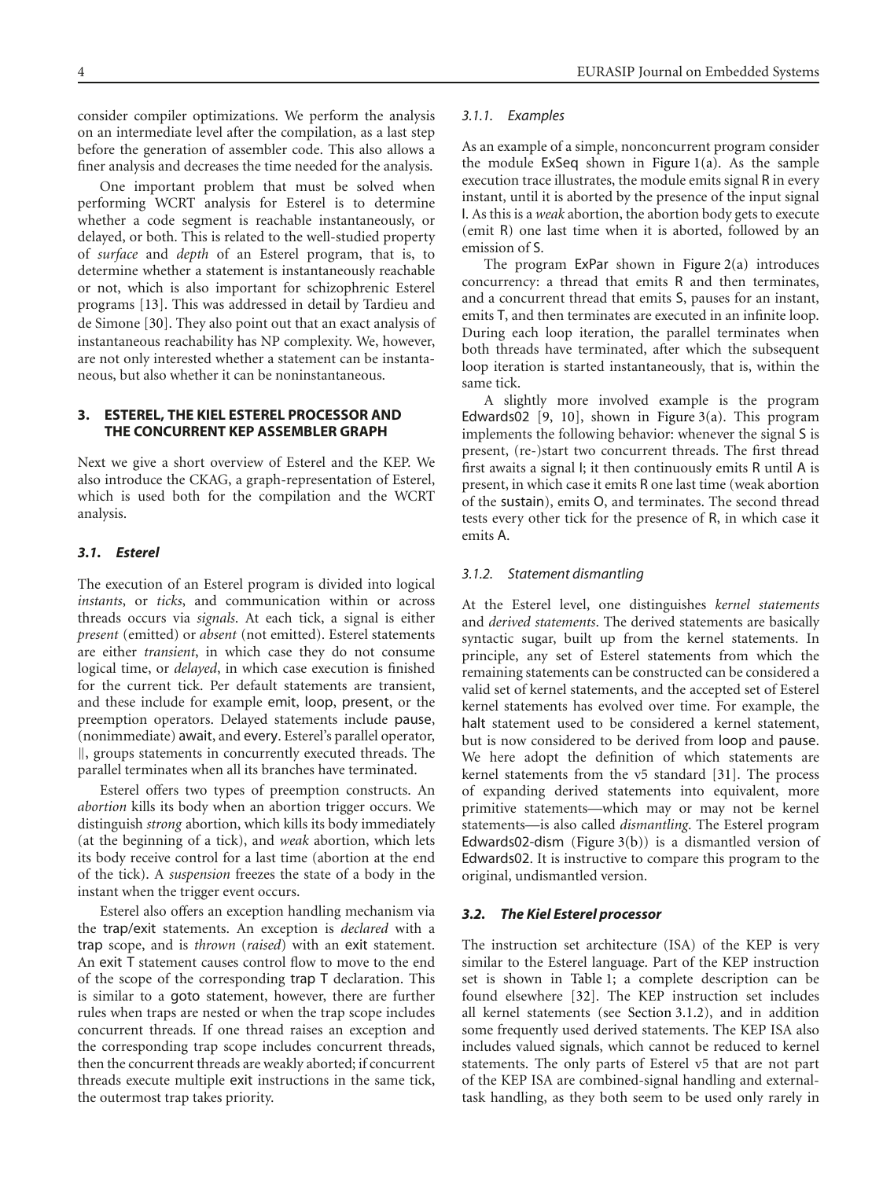consider compiler optimizations. We perform the analysis on an intermediate level after the compilation, as a last step before the generation of assembler code. This also allows a finer analysis and decreases the time needed for the analysis.

One important problem that must be solved when performing WCRT analysis for Esterel is to determine whether a code segment is reachable instantaneously, or delayed, or both. This is related to the well-studied property of *surface* and *depth* of an Esterel program, that is, to determine whether a statement is instantaneously reachable or not, which is also important for schizophrenic Esterel programs [13]. This was addressed in detail by Tardieu and de Simone [30]. They also point out that an exact analysis of instantaneous reachability has NP complexity. We, however, are not only interested whether a statement can be instantaneous, but also whether it can be noninstantaneous.

## 3. ESTEREL, THE KIEL ESTEREL PROCESSOR AND THE CONCURRENT KEP ASSEMBLER GRAPH

Next we give a short overview of Esterel and the KEP. We also introduce the CKAG, a graph-representation of Esterel, which is used both for the compilation and the WCRT analysis.

### *3.1. Esterel*

The execution of an Esterel program is divided into logical *instants*, or *ticks*, and communication within or across threads occurs via *signals*. At each tick, a signal is either *present* (emitted) or *absent* (not emitted). Esterel statements are either *transient*, in which case they do not consume logical time, or *delayed*, in which case execution is finished for the current tick. Per default statements are transient, and these include for example emit, loop, present, or the preemption operators. Delayed statements include pause, (nonimmediate) await, and every. Esterel's parallel operator, ||, groups statements in concurrently executed threads. The parallel terminates when all its branches have terminated.

Esterel offers two types of preemption constructs. An *abortion* kills its body when an abortion trigger occurs. We distinguish *strong* abortion, which kills its body immediately (at the beginning of a tick), and *weak* abortion, which lets its body receive control for a last time (abortion at the end of the tick). A *suspension* freezes the state of a body in the instant when the trigger event occurs.

Esterel also offers an exception handling mechanism via the trap/exit statements. An exception is *declared* with a trap scope, and is *thrown* (*raised*) with an exit statement. An exit T statement causes control flow to move to the end of the scope of the corresponding trap T declaration. This is similar to a goto statement, however, there are further rules when traps are nested or when the trap scope includes concurrent threads. If one thread raises an exception and the corresponding trap scope includes concurrent threads, then the concurrent threads are weakly aborted; if concurrent threads execute multiple exit instructions in the same tick, the outermost trap takes priority.

#### *3.1.1. Examples*

As an example of a simple, nonconcurrent program consider the module ExSeq shown in Figure 1(a). As the sample execution trace illustrates, the module emits signal R in every instant, until it is aborted by the presence of the input signal I. As this is a *weak* abortion, the abortion body gets to execute (emit R) one last time when it is aborted, followed by an emission of S.

The program ExPar shown in Figure 2(a) introduces concurrency: a thread that emits R and then terminates, and a concurrent thread that emits S, pauses for an instant, emits T, and then terminates are executed in an infinite loop. During each loop iteration, the parallel terminates when both threads have terminated, after which the subsequent loop iteration is started instantaneously, that is, within the same tick.

A slightly more involved example is the program Edwards02 [9, 10], shown in Figure 3(a). This program implements the following behavior: whenever the signal S is present, (re-)start two concurrent threads. The first thread first awaits a signal I; it then continuously emits R until A is present, in which case it emits R one last time (weak abortion of the sustain), emits O, and terminates. The second thread tests every other tick for the presence of R, in which case it emits A.

#### *3.1.2. Statement dismantling*

At the Esterel level, one distinguishes *kernel statements* and *derived statements*. The derived statements are basically syntactic sugar, built up from the kernel statements. In principle, any set of Esterel statements from which the remaining statements can be constructed can be considered a valid set of kernel statements, and the accepted set of Esterel kernel statements has evolved over time. For example, the halt statement used to be considered a kernel statement, but is now considered to be derived from loop and pause. We here adopt the definition of which statements are kernel statements from the v5 standard [31]. The process of expanding derived statements into equivalent, more primitive statements—which may or may not be kernel statements—is also called *dismantling*. The Esterel program Edwards02-dism (Figure 3(b)) is a dismantled version of Edwards02. It is instructive to compare this program to the original, undismantled version.

### *3.2. The Kiel Esterel processor*

The instruction set architecture (ISA) of the KEP is very similar to the Esterel language. Part of the KEP instruction set is shown in Table 1; a complete description can be found elsewhere [32]. The KEP instruction set includes all kernel statements (see Section 3.1.2), and in addition some frequently used derived statements. The KEP ISA also includes valued signals, which cannot be reduced to kernel statements. The only parts of Esterel v5 that are not part of the KEP ISA are combined-signal handling and external-task handling, as they both seem to be used only rarely in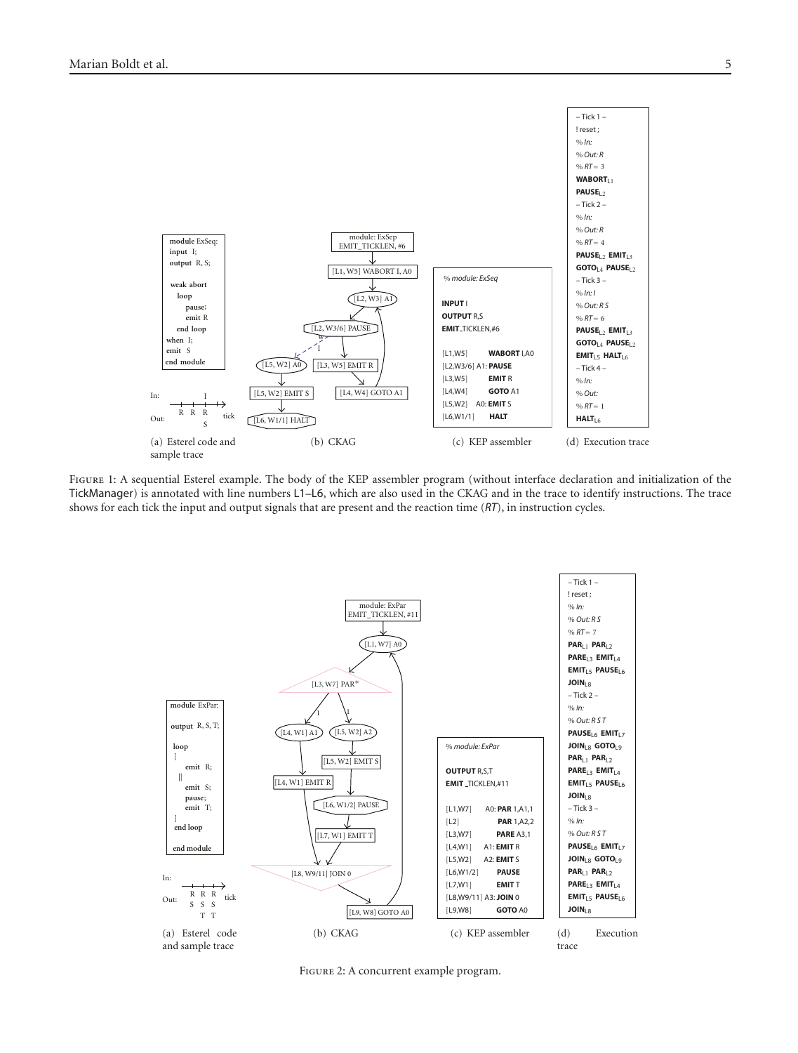```
module ExSeq:
input I;
output R, S;

weak abort
  loop
    pause;
    emit R
  end loop
when I;
emit S
end module
```

(a) Esterel code and sample trace

(b) CKAG

```
% module: ExSeq

INPUT I
OUTPUT R,S
EMIT_TICKLEN,#6

[L1,W5]          WABORT I,A0
[L2,W3/6] A1:  PAUSE
[L3,W5]          EMIT R
[L4,W4]          GOTO A1
[L5,W2]    A0:  EMIT S
[L6,W1/1]        HALT
```

(c) KEP assembler

```
– Tick 1 –
! reset ;
% In:
% Out: R
% RT= 3
WABORT_L1
PAUSE_L2
– Tick 2 –
% In:
% Out: R
% RT= 4
PAUSE_L2 EMIT_L3
GOTO_L4 PAUSE_L2
– Tick 3 –
% In: I
% Out: R S
% RT= 6
PAUSE_L2 EMIT_L3
GOTO_L4 PAUSE_L2
EMIT_L5 HALT_L6
– Tick 4 –
% In:
% Out:
% RT= 1
HALT_L6
```

(d) Execution trace

Figure 1: A sequential Esterel example. The body of the KEP assembler program (without interface declaration and initialization of the TickManager) is annotated with line numbers L1–L6, which are also used in the CKAG and in the trace to identify instructions. The trace shows for each tick the input and output signals that are present and the reaction time (*RT*), in instruction cycles.

```
module ExPar:

output R, S, T;

loop
[
    emit R;
  ||
    emit S;
    pause;
    emit T;
]
end loop

end module
```

(a) Esterel code and sample trace

(b) CKAG

```
% module: ExPar

OUTPUT R,S,T
EMIT _TICKLEN,#11

[L1,W7]       A0: PAR 1,A1,1
[L2]              PAR 1,A2,2
[L3,W7]           PARE A3,1
[L4,W1]       A1: EMIT R
[L5,W2]       A2: EMIT S
[L6,W1/2]         PAUSE
[L7,W1]           EMIT T
[L8,W9/11] A3: JOIN 0
[L9,W8]           GOTO A0
```

(c) KEP assembler

```
– Tick 1 –
! reset ;
% In:
% Out: R S
% RT= 7
PAR_L1 PAR_L2
PARE_L3 EMIT_L4
EMIT_L5 PAUSE_L6
JOIN_L8
– Tick 2 –
% In:
% Out: R S T
PAUSE_L6 EMIT_L7
JOIN_L8 GOTO_L9
PAR_L1 PAR_L2
PARE_L3 EMIT_L4
EMIT_L5 PAUSE_L6
JOIN_L8
– Tick 3 –
% In:
% Out: R S T
PAUSE_L6 EMIT_L7
JOIN_L8 GOTO_L9
PAR_L1 PAR_L2
PARE_L3 EMIT_L4
EMIT_L5 PAUSE_L6
JOIN_L8
```

(d) Execution trace

Figure 2: A concurrent example program.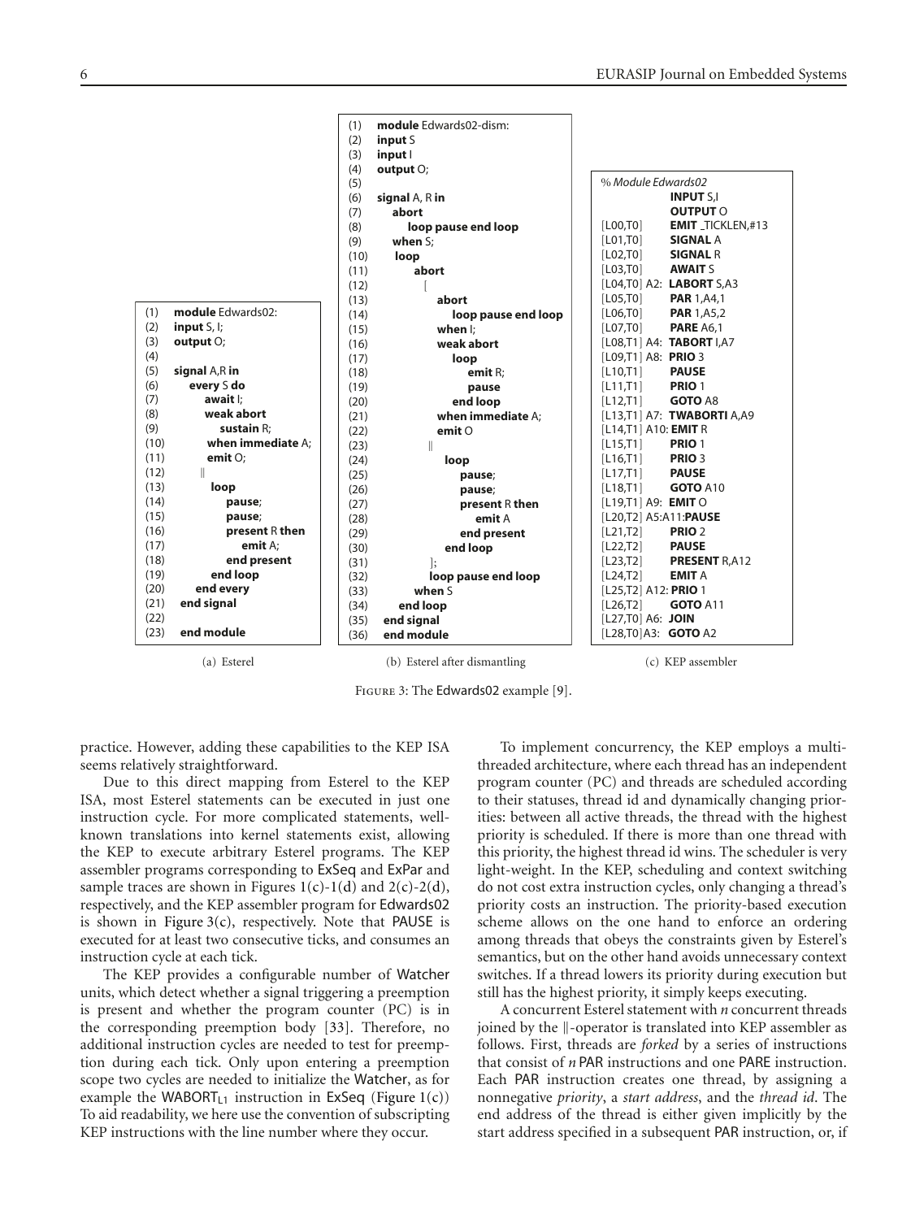```
(1)  module Edwards02:
(2)  input S, I;
(3)  output O;
(4)
(5)  signal A,R in
(6)     every S do
(7)        await I;
(8)        weak abort
(9)           sustain R;
(10)       when immediate A;
(11)       emit O;
(12)    ||
(13)       loop
(14)          pause;
(15)          pause;
(16)          present R then
(17)             emit A;
(18)          end present
(19)       end loop
(20)    end every
(21) end signal
(22)
(23) end module
```

(a) Esterel

```
(1)  module Edwards02-dism:
(2)  input S
(3)  input I
(4)  output O;
(5)
(6)  signal A, R in
(7)     abort
(8)        loop pause end loop
(9)     when S;
(10)    loop
(11)       abort
(12)          [
(13)          abort
(14)             loop pause end loop
(15)          when I;
(16)          weak abort
(17)             loop
(18)                emit R;
(19)                pause
(20)             end loop
(21)          when immediate A;
(22)          emit O
(23)          ||
(24)             loop
(25)                pause;
(26)                pause;
(27)                present R then
(28)                   emit A
(29)                end present
(30)             end loop
(31)          ];
(32)          loop pause end loop
(33)       when S
(34)    end loop
(35) end signal
(36) end module
```

(b) Esterel after dismantling

```
% Module Edwards02
                INPUT S,I
                OUTPUT O
[L00,T0]        EMIT _TICKLEN,#13
[L01,T0]        SIGNAL A
[L02,T0]        SIGNAL R
[L03,T0]        AWAIT S
[L04,T0] A2:    LABORT S,A3
[L05,T0]        PAR 1,A4,1
[L06,T0]        PAR 1,A5,2
[L07,T0]        PARE A6,1
[L08,T1] A4:    TABORT I,A7
[L09,T1] A8:    PRIO 3
[L10,T1]        PAUSE
[L11,T1]        PRIO 1
[L12,T1]        GOTO A8
[L13,T1] A7:    TWABORTI A,A9
[L14,T1] A10:   EMIT R
[L15,T1]        PRIO 1
[L16,T1]        PRIO 3
[L17,T1]        PAUSE
[L18,T1]        GOTO A10
[L19,T1] A9:    EMIT O
[L20,T2] A5:A11:PAUSE
[L21,T2]        PRIO 2
[L22,T2]        PAUSE
[L23,T2]        PRESENT R,A12
[L24,T2]        EMIT A
[L25,T2] A12:   PRIO 1
[L26,T2]        GOTO A11
[L27,T0] A6:    JOIN
[L28,T0] A3:    GOTO A2
```

(c) KEP assembler

Figure 3: The Edwards02 example [9].

practice. However, adding these capabilities to the KEP ISA seems relatively straightforward.

Due to this direct mapping from Esterel to the KEP ISA, most Esterel statements can be executed in just one instruction cycle. For more complicated statements, well-known translations into kernel statements exist, allowing the KEP to execute arbitrary Esterel programs. The KEP assembler programs corresponding to ExSeq and ExPar and sample traces are shown in Figures 1(c)-1(d) and 2(c)-2(d), respectively, and the KEP assembler program for Edwards02 is shown in Figure 3(c), respectively. Note that PAUSE is executed for at least two consecutive ticks, and consumes an instruction cycle at each tick.

The KEP provides a configurable number of Watcher units, which detect whether a signal triggering a preemption is present and whether the program counter (PC) is in the corresponding preemption body [33]. Therefore, no additional instruction cycles are needed to test for preemption during each tick. Only upon entering a preemption scope two cycles are needed to initialize the Watcher, as for example the $\text{WABORT}_{\text{L1}}$ instruction in ExSeq (Figure 1(c)) To aid readability, we here use the convention of subscripting KEP instructions with the line number where they occur.

To implement concurrency, the KEP employs a multi-threaded architecture, where each thread has an independent program counter (PC) and threads are scheduled according to their statuses, thread id and dynamically changing priorities: between all active threads, the thread with the highest priority is scheduled. If there is more than one thread with this priority, the highest thread id wins. The scheduler is very light-weight. In the KEP, scheduling and context switching do not cost extra instruction cycles, only changing a thread's priority costs an instruction. The priority-based execution scheme allows on the one hand to enforce an ordering among threads that obeys the constraints given by Esterel's semantics, but on the other hand avoids unnecessary context switches. If a thread lowers its priority during execution but still has the highest priority, it simply keeps executing.

A concurrent Esterel statement with *n* concurrent threads joined by the ‖-operator is translated into KEP assembler as follows. First, threads are *forked* by a series of instructions that consist of *n* PAR instructions and one PARE instruction. Each PAR instruction creates one thread, by assigning a nonnegative *priority*, a *start address*, and the *thread id*. The end address of the thread is either given implicitly by the start address specified in a subsequent PAR instruction, or, if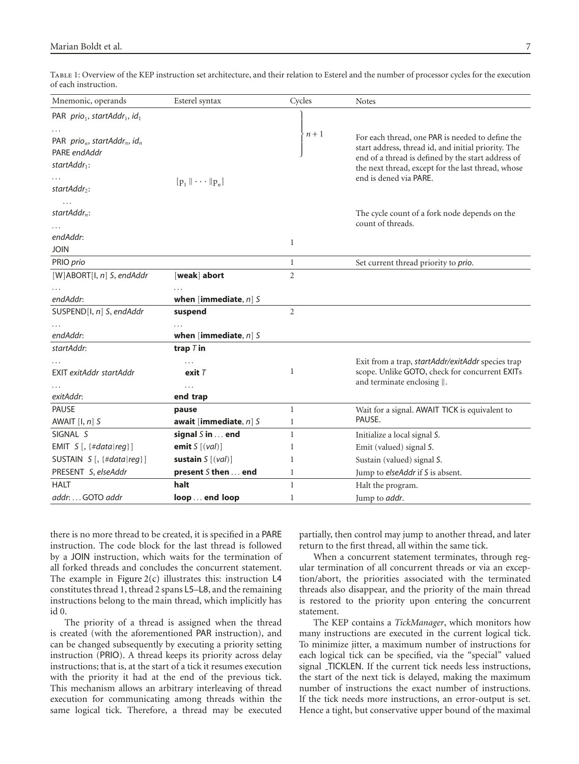Table 1: Overview of the KEP instruction set architecture, and their relation to Esterel and the number of processor cycles for the execution of each instruction.

| Mnemonic, operands | Esterel syntax | Cycles | Notes |
|---|---|---|---|
| PAR *prio*$_1$, *startAddr*$_1$, *id*$_1$ | | $n+1$ | For each thread, one PAR is needed to define the start address, thread id, and initial priority. The end of a thread is defined by the start address of the next thread, except for the last thread, whose end is dened via PARE. |
| ... | | | |
| PAR *prio*$_n$, *startAddr*$_n$, *id*$_n$ | | | |
| PARE *endAddr* | | | |
| *startAddr*$_1$: | | | |
| ... | $[p_1 \parallel \cdots \parallel p_n]$ | | |
| *startAddr*$_2$: | | | |
| ... | | | |
| *startAddr*$_n$: | | | The cycle count of a fork node depends on the count of threads. |
| ... | | | |
| *endAddr*: | | 1 | |
| JOIN | | | |
| PRIO *prio* | | 1 | Set current thread priority to *prio*. |
| [W]ABORT[I, *n*] *S*, *endAddr* | [**weak**] **abort** | 2 | |
| ... | ... | | |
| *endAddr*: | **when** [**immediate**, *n*] *S* | | |
| SUSPEND[I, *n*] *S*, *endAddr* | **suspend** | 2 | |
| ... | ... | | |
| *endAddr*: | **when** [**immediate**, *n*] *S* | | |
| *startAddr*: | **trap** *T* **in** | | |
| ... | ... | | Exit from a trap, *startAddr/exitAddr* species trap scope. Unlike GOTO, check for concurrent EXITs and terminate enclosing ‖. |
| EXIT *exitAddr startAddr* | **exit** *T* | 1 | |
| ... | ... | | |
| *exitAddr*: | **end trap** | | |
| PAUSE | **pause** | 1 | Wait for a signal. AWAIT TICK is equivalent to PAUSE. |
| AWAIT [I, *n*] *S* | **await** [**immediate**, *n*] *S* | 1 | |
| SIGNAL *S* | **signal** *S* **in** ... **end** | 1 | Initialize a local signal *S*. |
| EMIT *S* [, {#*data*\|*reg*}] | **emit** *S* [(*val*)] | 1 | Emit (valued) signal *S*. |
| SUSTAIN *S* [, {#*data*\|*reg*}] | **sustain** *S* [(*val*)] | 1 | Sustain (valued) signal *S*. |
| PRESENT *S*, *elseAddr* | **present** *S* **then** ... **end** | 1 | Jump to *elseAddr* if *S* is absent. |
| HALT | **halt** | 1 | Halt the program. |
| *addr*: ... GOTO *addr* | **loop** ... **end loop** | 1 | Jump to *addr*. |

there is no more thread to be created, it is specified in a PARE instruction. The code block for the last thread is followed by a JOIN instruction, which waits for the termination of all forked threads and concludes the concurrent statement. The example in Figure 2(c) illustrates this: instruction L4 constitutes thread 1, thread 2 spans L5–L8, and the remaining instructions belong to the main thread, which implicitly has id 0.

The priority of a thread is assigned when the thread is created (with the aforementioned PAR instruction), and can be changed subsequently by executing a priority setting instruction (PRIO). A thread keeps its priority across delay instructions; that is, at the start of a tick it resumes execution with the priority it had at the end of the previous tick. This mechanism allows an arbitrary interleaving of thread execution for communicating among threads within the same logical tick. Therefore, a thread may be executed partially, then control may jump to another thread, and later return to the first thread, all within the same tick.

When a concurrent statement terminates, through regular termination of all concurrent threads or via an exception/abort, the priorities associated with the terminated threads also disappear, and the priority of the main thread is restored to the priority upon entering the concurrent statement.

The KEP contains a *TickManager*, which monitors how many instructions are executed in the current logical tick. To minimize jitter, a maximum number of instructions for each logical tick can be specified, via the "special" valued signal _TICKLEN. If the current tick needs less instructions, the start of the next tick is delayed, making the maximum number of instructions the exact number of instructions. If the tick needs more instructions, an error-output is set. Hence a tight, but conservative upper bound of the maximal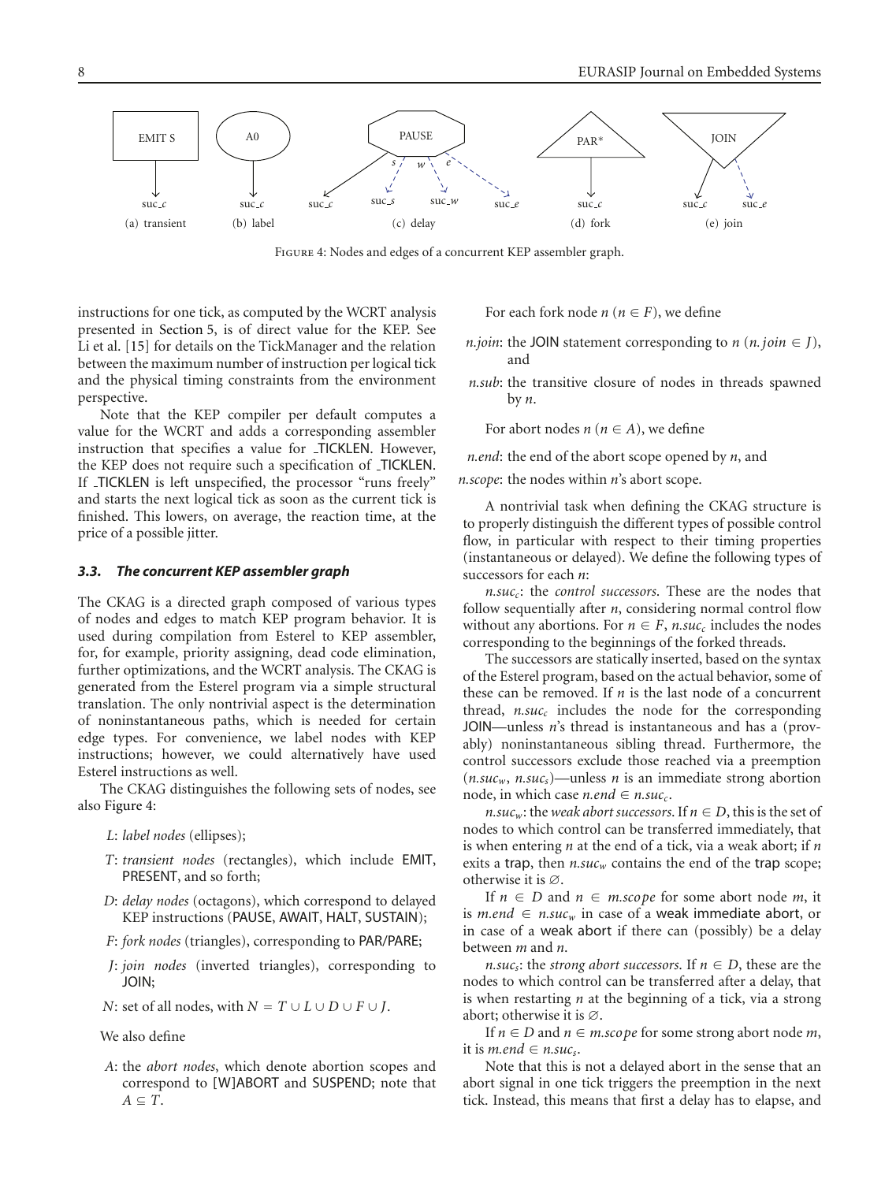EMIT S → suc_c (a) transient

A0 → suc_c (b) label

PAUSE → suc_c, suc_s (s), suc_w (w), suc_e (e) (c) delay

PAR* → suc_c (d) fork

JOIN → suc_c, suc_e (e) join

Figure 4: Nodes and edges of a concurrent KEP assembler graph.

instructions for one tick, as computed by the WCRT analysis presented in Section 5, is of direct value for the KEP. See Li et al. [15] for details on the TickManager and the relation between the maximum number of instruction per logical tick and the physical timing constraints from the environment perspective.

Note that the KEP compiler per default computes a value for the WCRT and adds a corresponding assembler instruction that specifies a value for _TICKLEN. However, the KEP does not require such a specification of _TICKLEN. If _TICKLEN is left unspecified, the processor "runs freely" and starts the next logical tick as soon as the current tick is finished. This lowers, on average, the reaction time, at the price of a possible jitter.

### 3.3. The concurrent KEP assembler graph

The CKAG is a directed graph composed of various types of nodes and edges to match KEP program behavior. It is used during compilation from Esterel to KEP assembler, for, for example, priority assigning, dead code elimination, further optimizations, and the WCRT analysis. The CKAG is generated from the Esterel program via a simple structural translation. The only nontrivial aspect is the determination of noninstantaneous paths, which is needed for certain edge types. For convenience, we label nodes with KEP instructions; however, we could alternatively have used Esterel instructions as well.

The CKAG distinguishes the following sets of nodes, see also Figure 4:

- $L$: *label nodes* (ellipses);
- $T$: *transient nodes* (rectangles), which include EMIT, PRESENT, and so forth;
- $D$: *delay nodes* (octagons), which correspond to delayed KEP instructions (PAUSE, AWAIT, HALT, SUSTAIN);
- $F$: *fork nodes* (triangles), corresponding to PAR/PARE;
- $J$: *join nodes* (inverted triangles), corresponding to JOIN;
- $N$: set of all nodes, with $N = T \cup L \cup D \cup F \cup J$.

We also define

- $A$: the *abort nodes*, which denote abortion scopes and correspond to [W]ABORT and SUSPEND; note that $A \subseteq T$.

For each fork node $n$ ($n \in F$), we define

- $n.join$: the JOIN statement corresponding to $n$ ($n.join \in J$), and
- $n.sub$: the transitive closure of nodes in threads spawned by $n$.

For abort nodes $n$ ($n \in A$), we define

- $n.end$: the end of the abort scope opened by $n$, and
- $n.scope$: the nodes within $n$'s abort scope.

A nontrivial task when defining the CKAG structure is to properly distinguish the different types of possible control flow, in particular with respect to their timing properties (instantaneous or delayed). We define the following types of successors for each $n$:

$n.suc_c$: the *control successors*. These are the nodes that follow sequentially after $n$, considering normal control flow without any abortions. For $n \in F$, $n.suc_c$ includes the nodes corresponding to the beginnings of the forked threads.

The successors are statically inserted, based on the syntax of the Esterel program, based on the actual behavior, some of these can be removed. If $n$ is the last node of a concurrent thread, $n.suc_c$ includes the node for the corresponding JOIN—unless $n$'s thread is instantaneous and has a (provably) noninstantaneous sibling thread. Furthermore, the control successors exclude those reached via a preemption ($n.suc_w$, $n.suc_s$)—unless $n$ is an immediate strong abortion node, in which case $n.end \in n.suc_c$.

$n.suc_w$: the *weak abort successors*. If $n \in D$, this is the set of nodes to which control can be transferred immediately, that is when entering $n$ at the end of a tick, via a weak abort; if $n$ exits a trap, then $n.suc_w$ contains the end of the trap scope; otherwise it is $\varnothing$.

If $n \in D$ and $n \in m.scope$ for some abort node $m$, it is $m.end \in n.suc_w$ in case of a weak immediate abort, or in case of a weak abort if there can (possibly) be a delay between $m$ and $n$.

$n.suc_s$: the *strong abort successors*. If $n \in D$, these are the nodes to which control can be transferred after a delay, that is when restarting $n$ at the beginning of a tick, via a strong abort; otherwise it is $\varnothing$.

If $n \in D$ and $n \in m.scope$ for some strong abort node $m$, it is $m.end \in n.suc_s$.

Note that this is not a delayed abort in the sense that an abort signal in one tick triggers the preemption in the next tick. Instead, this means that first a delay has to elapse, and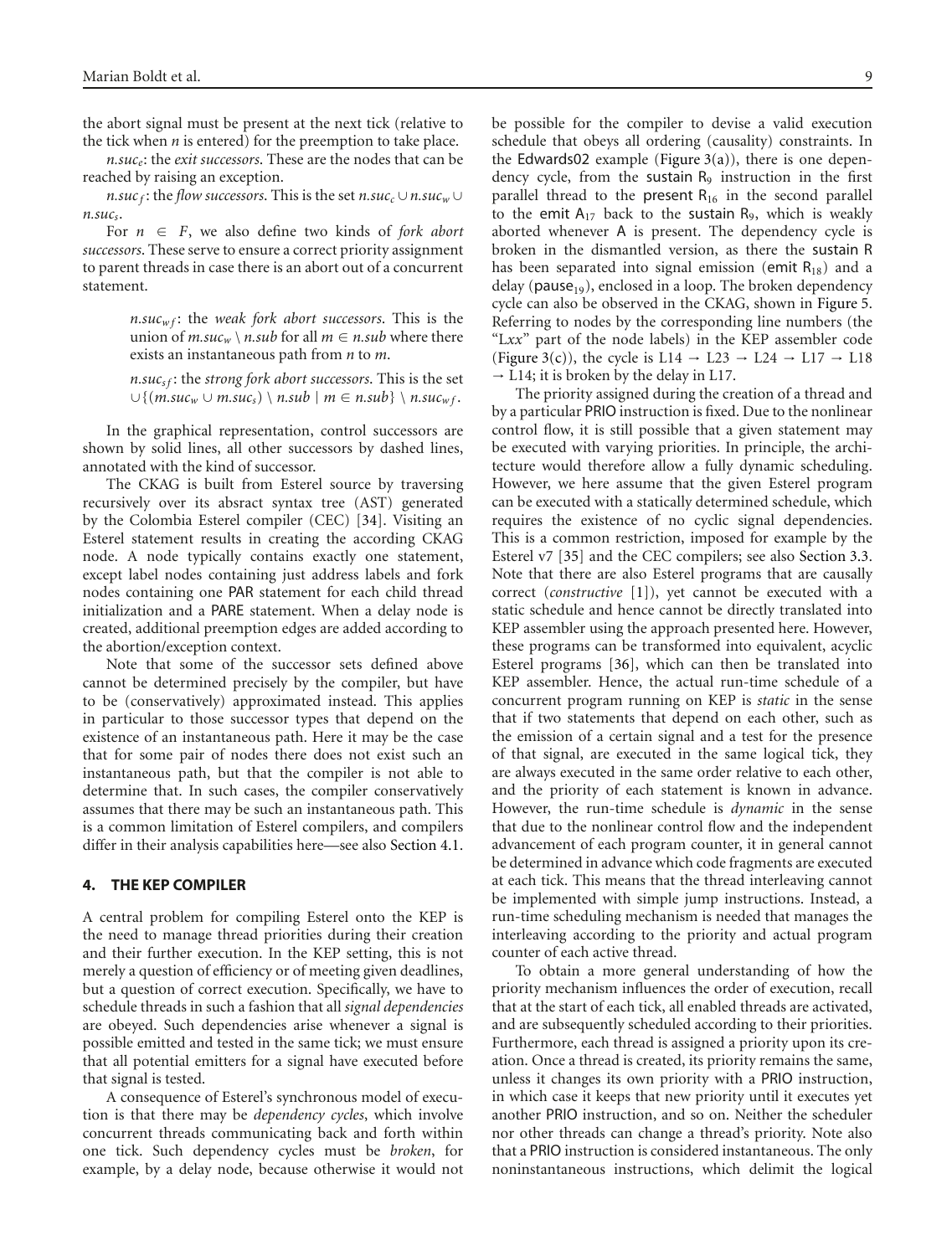the abort signal must be present at the next tick (relative to the tick when $n$ is entered) for the preemption to take place.

$n.suc_e$: the *exit successors*. These are the nodes that can be reached by raising an exception.

$n.suc_f$: the *flow successors*. This is the set $n.suc_c \cup n.suc_w \cup n.suc_s$.

For $n \in F$, we also define two kinds of *fork abort successors*. These serve to ensure a correct priority assignment to parent threads in case there is an abort out of a concurrent statement.

> $n.suc_{wf}$: the *weak fork abort successors*. This is the union of $m.suc_w \setminus n.sub$ for all $m \in n.sub$ where there exists an instantaneous path from $n$ to $m$.
>
> $n.suc_{sf}$: the *strong fork abort successors*. This is the set $\cup\{(m.suc_w \cup m.suc_s) \setminus n.sub \mid m \in n.sub\} \setminus n.suc_{wf}$.

In the graphical representation, control successors are shown by solid lines, all other successors by dashed lines, annotated with the kind of successor.

The CKAG is built from Esterel source by traversing recursively over its absract syntax tree (AST) generated by the Colombia Esterel compiler (CEC) [34]. Visiting an Esterel statement results in creating the according CKAG node. A node typically contains exactly one statement, except label nodes containing just address labels and fork nodes containing one PAR statement for each child thread initialization and a PARE statement. When a delay node is created, additional preemption edges are added according to the abortion/exception context.

Note that some of the successor sets defined above cannot be determined precisely by the compiler, but have to be (conservatively) approximated instead. This applies in particular to those successor types that depend on the existence of an instantaneous path. Here it may be the case that for some pair of nodes there does not exist such an instantaneous path, but that the compiler is not able to determine that. In such cases, the compiler conservatively assumes that there may be such an instantaneous path. This is a common limitation of Esterel compilers, and compilers differ in their analysis capabilities here—see also Section 4.1.

## 4. THE KEP COMPILER

A central problem for compiling Esterel onto the KEP is the need to manage thread priorities during their creation and their further execution. In the KEP setting, this is not merely a question of efficiency or of meeting given deadlines, but a question of correct execution. Specifically, we have to schedule threads in such a fashion that all *signal dependencies* are obeyed. Such dependencies arise whenever a signal is possible emitted and tested in the same tick; we must ensure that all potential emitters for a signal have executed before that signal is tested.

A consequence of Esterel's synchronous model of execution is that there may be *dependency cycles*, which involve concurrent threads communicating back and forth within one tick. Such dependency cycles must be *broken*, for example, by a delay node, because otherwise it would not be possible for the compiler to devise a valid execution schedule that obeys all ordering (causality) constraints. In the Edwards02 example (Figure 3(a)), there is one dependency cycle, from the sustain $R_9$ instruction in the first parallel thread to the present $R_{16}$ in the second parallel to the emit $A_{17}$ back to the sustain $R_9$, which is weakly aborted whenever A is present. The dependency cycle is broken in the dismantled version, as there the sustain R has been separated into signal emission (emit $R_{18}$) and a delay (pause$_{19}$), enclosed in a loop. The broken dependency cycle can also be observed in the CKAG, shown in Figure 5. Referring to nodes by the corresponding line numbers (the "L*xx*" part of the node labels) in the KEP assembler code (Figure 3(c)), the cycle is L14 → L23 → L24 → L17 → L18 → L14; it is broken by the delay in L17.

The priority assigned during the creation of a thread and by a particular PRIO instruction is fixed. Due to the nonlinear control flow, it is still possible that a given statement may be executed with varying priorities. In principle, the architecture would therefore allow a fully dynamic scheduling. However, we here assume that the given Esterel program can be executed with a statically determined schedule, which requires the existence of no cyclic signal dependencies. This is a common restriction, imposed for example by the Esterel v7 [35] and the CEC compilers; see also Section 3.3. Note that there are also Esterel programs that are causally correct (*constructive* [1]), yet cannot be executed with a static schedule and hence cannot be directly translated into KEP assembler using the approach presented here. However, these programs can be transformed into equivalent, acyclic Esterel programs [36], which can then be translated into KEP assembler. Hence, the actual run-time schedule of a concurrent program running on KEP is *static* in the sense that if two statements that depend on each other, such as the emission of a certain signal and a test for the presence of that signal, are executed in the same logical tick, they are always executed in the same order relative to each other, and the priority of each statement is known in advance. However, the run-time schedule is *dynamic* in the sense that due to the nonlinear control flow and the independent advancement of each program counter, it in general cannot be determined in advance which code fragments are executed at each tick. This means that the thread interleaving cannot be implemented with simple jump instructions. Instead, a run-time scheduling mechanism is needed that manages the interleaving according to the priority and actual program counter of each active thread.

To obtain a more general understanding of how the priority mechanism influences the order of execution, recall that at the start of each tick, all enabled threads are activated, and are subsequently scheduled according to their priorities. Furthermore, each thread is assigned a priority upon its creation. Once a thread is created, its priority remains the same, unless it changes its own priority with a PRIO instruction, in which case it keeps that new priority until it executes yet another PRIO instruction, and so on. Neither the scheduler nor other threads can change a thread's priority. Note also that a PRIO instruction is considered instantaneous. The only noninstantaneous instructions, which delimit the logical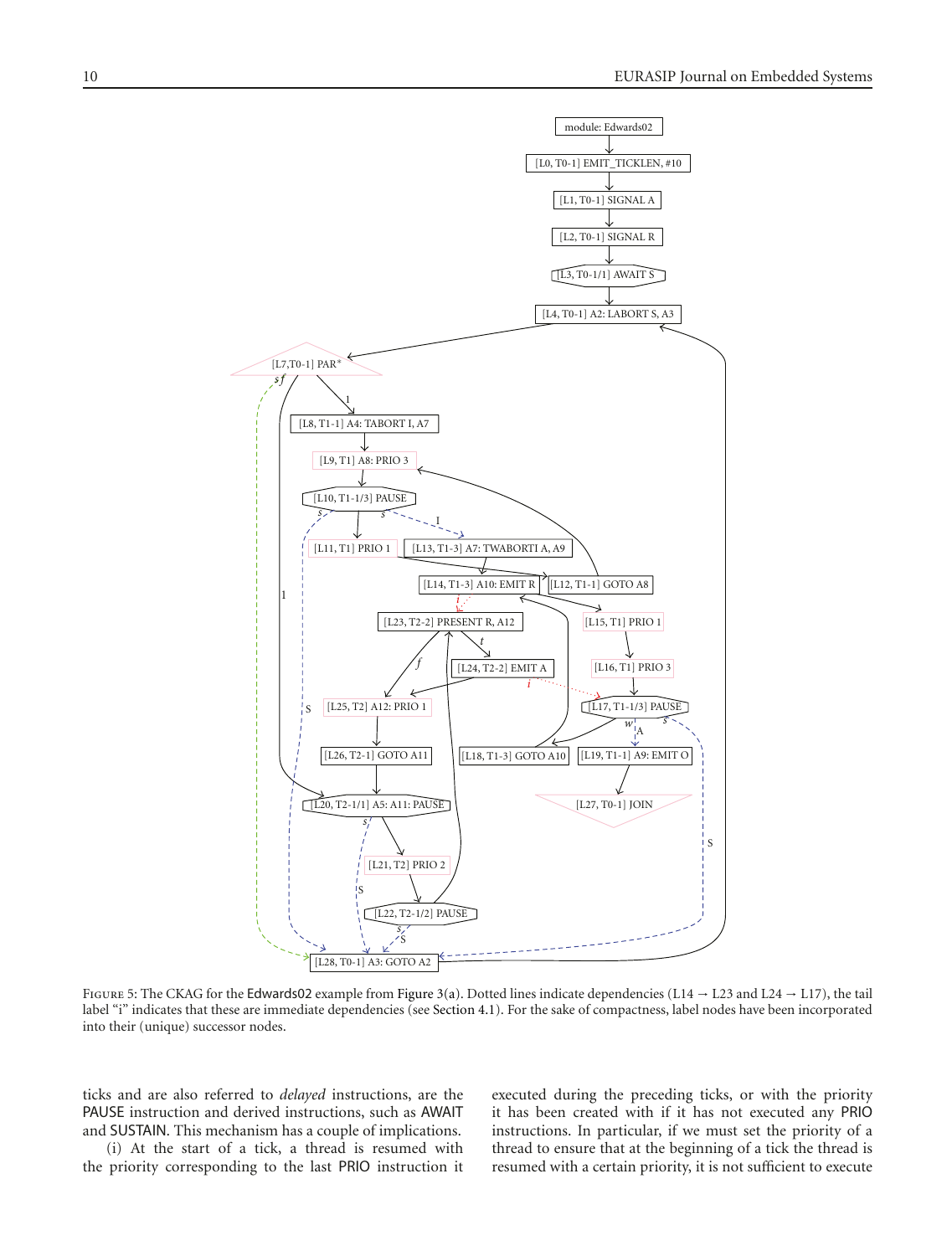Figure 5: The CKAG for the Edwards02 example from Figure 3(a). Dotted lines indicate dependencies (L14 → L23 and L24 → L17), the tail label "i" indicates that these are immediate dependencies (see Section 4.1). For the sake of compactness, label nodes have been incorporated into their (unique) successor nodes.

ticks and are also referred to *delayed* instructions, are the PAUSE instruction and derived instructions, such as AWAIT and SUSTAIN. This mechanism has a couple of implications.

(i) At the start of a tick, a thread is resumed with the priority corresponding to the last PRIO instruction it executed during the preceding ticks, or with the priority it has been created with if it has not executed any PRIO instructions. In particular, if we must set the priority of a thread to ensure that at the beginning of a tick the thread is resumed with a certain priority, it is not sufficient to execute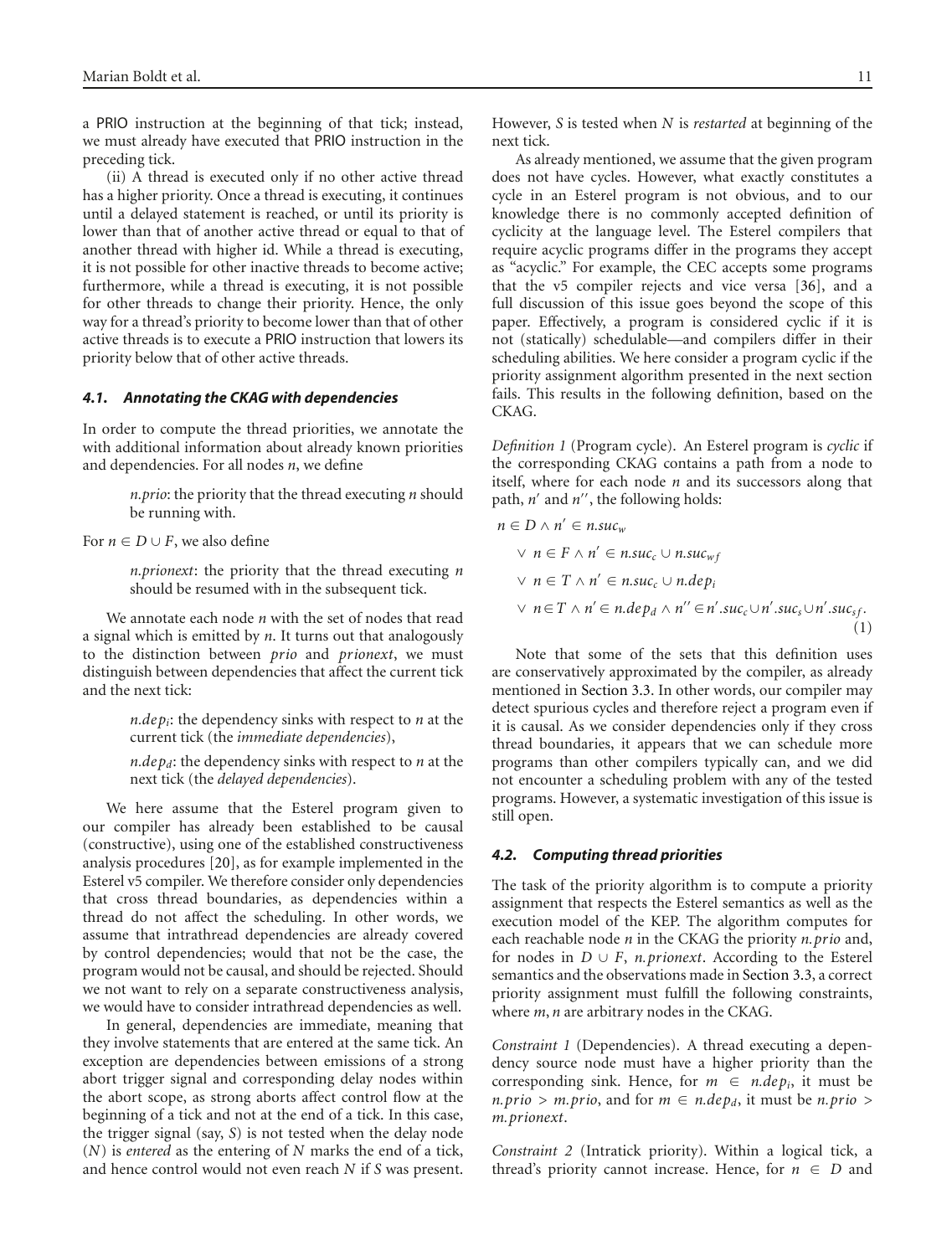a PRIO instruction at the beginning of that tick; instead, we must already have executed that PRIO instruction in the preceding tick.

(ii) A thread is executed only if no other active thread has a higher priority. Once a thread is executing, it continues until a delayed statement is reached, or until its priority is lower than that of another active thread or equal to that of another thread with higher id. While a thread is executing, it is not possible for other inactive threads to become active; furthermore, while a thread is executing, it is not possible for other threads to change their priority. Hence, the only way for a thread's priority to become lower than that of other active threads is to execute a PRIO instruction that lowers its priority below that of other active threads.

### 4.1. Annotating the CKAG with dependencies

In order to compute the thread priorities, we annotate the with additional information about already known priorities and dependencies. For all nodes $n$, we define

> $n.prio$: the priority that the thread executing $n$ should be running with.

For $n \in D \cup F$, we also define

> $n.prionext$: the priority that the thread executing $n$ should be resumed with in the subsequent tick.

We annotate each node $n$ with the set of nodes that read a signal which is emitted by $n$. It turns out that analogously to the distinction between *prio* and *prionext*, we must distinguish between dependencies that affect the current tick and the next tick:

> $n.dep_i$: the dependency sinks with respect to $n$ at the current tick (the *immediate dependencies*),
>
> $n.dep_d$: the dependency sinks with respect to $n$ at the next tick (the *delayed dependencies*).

We here assume that the Esterel program given to our compiler has already been established to be causal (constructive), using one of the established constructiveness analysis procedures [20], as for example implemented in the Esterel v5 compiler. We therefore consider only dependencies that cross thread boundaries, as dependencies within a thread do not affect the scheduling. In other words, we assume that intrathread dependencies are already covered by control dependencies; would that not be the case, the program would not be causal, and should be rejected. Should we not want to rely on a separate constructiveness analysis, we would have to consider intrathread dependencies as well.

In general, dependencies are immediate, meaning that they involve statements that are entered at the same tick. An exception are dependencies between emissions of a strong abort trigger signal and corresponding delay nodes within the abort scope, as strong aborts affect control flow at the beginning of a tick and not at the end of a tick. In this case, the trigger signal (say, $S$) is not tested when the delay node ($N$) is *entered* as the entering of $N$ marks the end of a tick, and hence control would not even reach $N$ if $S$ was present. However, $S$ is tested when $N$ is *restarted* at beginning of the next tick.

As already mentioned, we assume that the given program does not have cycles. However, what exactly constitutes a cycle in an Esterel program is not obvious, and to our knowledge there is no commonly accepted definition of cyclicity at the language level. The Esterel compilers that require acyclic programs differ in the programs they accept as "acyclic." For example, the CEC accepts some programs that the v5 compiler rejects and vice versa [36], and a full discussion of this issue goes beyond the scope of this paper. Effectively, a program is considered cyclic if it is not (statically) schedulable—and compilers differ in their scheduling abilities. We here consider a program cyclic if the priority assignment algorithm presented in the next section fails. This results in the following definition, based on the CKAG.

*Definition 1* (Program cycle). An Esterel program is *cyclic* if the corresponding CKAG contains a path from a node to itself, where for each node $n$ and its successors along that path, $n'$ and $n''$, the following holds:

$$
\begin{aligned}
& n \in D \wedge n' \in n.suc_w \\
& \vee\ n \in F \wedge n' \in n.suc_c \cup n.suc_{wf} \\
& \vee\ n \in T \wedge n' \in n.suc_c \cup n.dep_i \\
& \vee\ n \in T \wedge n' \in n.dep_d \wedge n'' \in n'.suc_c \cup n'.suc_s \cup n'.suc_{sf}.
\end{aligned}
\tag{1}
$$

Note that some of the sets that this definition uses are conservatively approximated by the compiler, as already mentioned in Section 3.3. In other words, our compiler may detect spurious cycles and therefore reject a program even if it is causal. As we consider dependencies only if they cross thread boundaries, it appears that we can schedule more programs than other compilers typically can, and we did not encounter a scheduling problem with any of the tested programs. However, a systematic investigation of this issue is still open.

### 4.2. Computing thread priorities

The task of the priority algorithm is to compute a priority assignment that respects the Esterel semantics as well as the execution model of the KEP. The algorithm computes for each reachable node $n$ in the CKAG the priority $n.prio$ and, for nodes in $D \cup F$, $n.prionext$. According to the Esterel semantics and the observations made in Section 3.3, a correct priority assignment must fulfill the following constraints, where $m, n$ are arbitrary nodes in the CKAG.

*Constraint 1* (Dependencies). A thread executing a dependency source node must have a higher priority than the corresponding sink. Hence, for $m \in n.dep_i$, it must be $n.prio > m.prio$, and for $m \in n.dep_d$, it must be $n.prio > m.prionext$.

*Constraint 2* (Intratick priority). Within a logical tick, a thread's priority cannot increase. Hence, for $n \in D$ and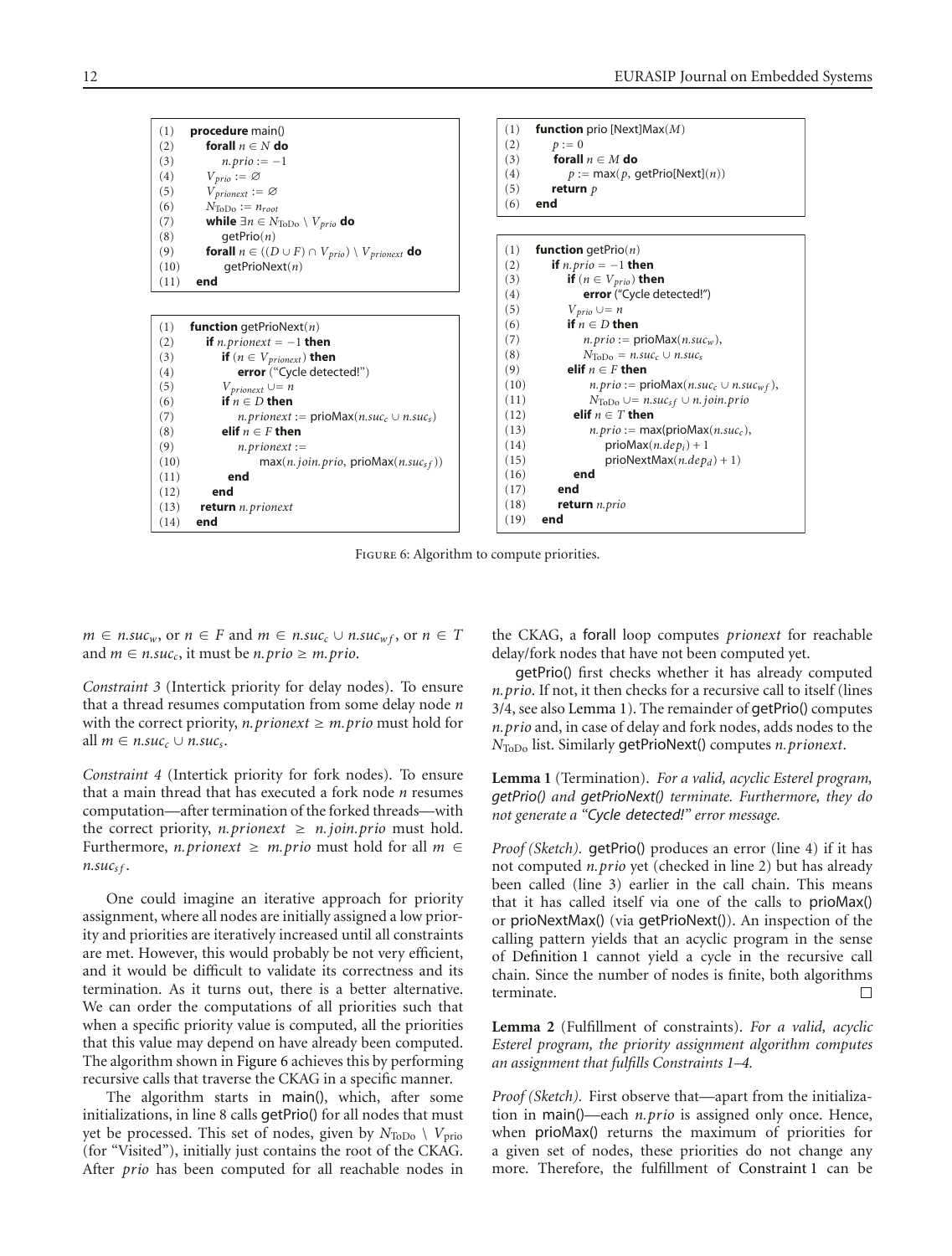```
(1)  procedure main()
(2)      forall n ∈ N do
(3)          n.prio := −1
(4)      V_prio := ∅
(5)      V_prionext := ∅
(6)      N_ToDo := n_root
(7)      while ∃n ∈ N_ToDo \ V_prio do
(8)          getPrio(n)
(9)      forall n ∈ ((D ∪ F) ∩ V_prio) \ V_prionext do
(10)         getPrioNext(n)
(11) end
```

```
(1)  function getPrioNext(n)
(2)      if n.prionext = −1 then
(3)          if (n ∈ V_prionext) then
(4)              error ("Cycle detected!")
(5)          V_prionext ∪= n
(6)          if n ∈ D then
(7)              n.prionext := prioMax(n.suc_c ∪ n.suc_s)
(8)          elif n ∈ F then
(9)              n.prionext :=
(10)                 max(n.join.prio, prioMax(n.suc_sf))
(11)         end
(12)     end
(13)     return n.prionext
(14) end
```

```
(1)  function prio [Next]Max(M)
(2)      p := 0
(3)      forall n ∈ M do
(4)          p := max(p, getPrio[Next](n))
(5)      return p
(6)  end
```

```
(1)  function getPrio(n)
(2)      if n.prio = −1 then
(3)          if (n ∈ V_prio) then
(4)              error ("Cycle detected!")
(5)          V_prio ∪= n
(6)          if n ∈ D then
(7)              n.prio := prioMax(n.suc_w),
(8)              N_ToDo = n.suc_c ∪ n.suc_s
(9)          elif n ∈ F then
(10)             n.prio := prioMax(n.suc_c ∪ n.suc_wf),
(11)             N_ToDo ∪= n.suc_sf ∪ n.join.prio
(12)         elif n ∈ T then
(13)             n.prio := max(prioMax(n.suc_c),
(14)                 prioMax(n.dep_i) + 1
(15)                 prioNextMax(n.dep_d) + 1)
(16)         end
(17)     end
(18)     return n.prio
(19) end
```

Figure 6: Algorithm to compute priorities.

$m \in n.suc_w$, or $n \in F$ and $m \in n.suc_c \cup n.suc_{wf}$, or $n \in T$ and $m \in n.suc_c$, it must be $n.prio \geq m.prio$.

*Constraint 3* (Intertick priority for delay nodes). To ensure that a thread resumes computation from some delay node $n$ with the correct priority, $n.prionext \geq m.prio$ must hold for all $m \in n.suc_c \cup n.suc_s$.

*Constraint 4* (Intertick priority for fork nodes). To ensure that a main thread that has executed a fork node $n$ resumes computation—after termination of the forked threads—with the correct priority, $n.prionext \geq n.join.prio$ must hold. Furthermore, $n.prionext \geq m.prio$ must hold for all $m \in n.suc_{sf}$.

One could imagine an iterative approach for priority assignment, where all nodes are initially assigned a low priority and priorities are iteratively increased until all constraints are met. However, this would probably be not very efficient, and it would be difficult to validate its correctness and its termination. As it turns out, there is a better alternative. We can order the computations of all priorities such that when a specific priority value is computed, all the priorities that this value may depend on have already been computed. The algorithm shown in Figure 6 achieves this by performing recursive calls that traverse the CKAG in a specific manner.

The algorithm starts in main(), which, after some initializations, in line 8 calls getPrio() for all nodes that must yet be processed. This set of nodes, given by $N_{\text{ToDo}} \setminus V_{\text{prio}}$ (for "Visited"), initially just contains the root of the CKAG. After *prio* has been computed for all reachable nodes in the CKAG, a forall loop computes *prionext* for reachable delay/fork nodes that have not been computed yet.

getPrio() first checks whether it has already computed $n.prio$. If not, it then checks for a recursive call to itself (lines 3/4, see also Lemma 1). The remainder of getPrio() computes $n.prio$ and, in case of delay and fork nodes, adds nodes to the $N_{\text{ToDo}}$ list. Similarly getPrioNext() computes $n.prionext$.

**Lemma 1** (Termination). *For a valid, acyclic Esterel program, getPrio() and getPrioNext() terminate. Furthermore, they do not generate a "Cycle detected!" error message.*

*Proof (Sketch).* getPrio() produces an error (line 4) if it has not computed $n.prio$ yet (checked in line 2) but has already been called (line 3) earlier in the call chain. This means that it has called itself via one of the calls to prioMax() or prioNextMax() (via getPrioNext()). An inspection of the calling pattern yields that an acyclic program in the sense of Definition 1 cannot yield a cycle in the recursive call chain. Since the number of nodes is finite, both algorithms terminate. □

**Lemma 2** (Fulfillment of constraints). *For a valid, acyclic Esterel program, the priority assignment algorithm computes an assignment that fulfills Constraints 1–4.*

*Proof (Sketch).* First observe that—apart from the initialization in main()—each $n.prio$ is assigned only once. Hence, when prioMax() returns the maximum of priorities for a given set of nodes, these priorities do not change any more. Therefore, the fulfillment of Constraint 1 can be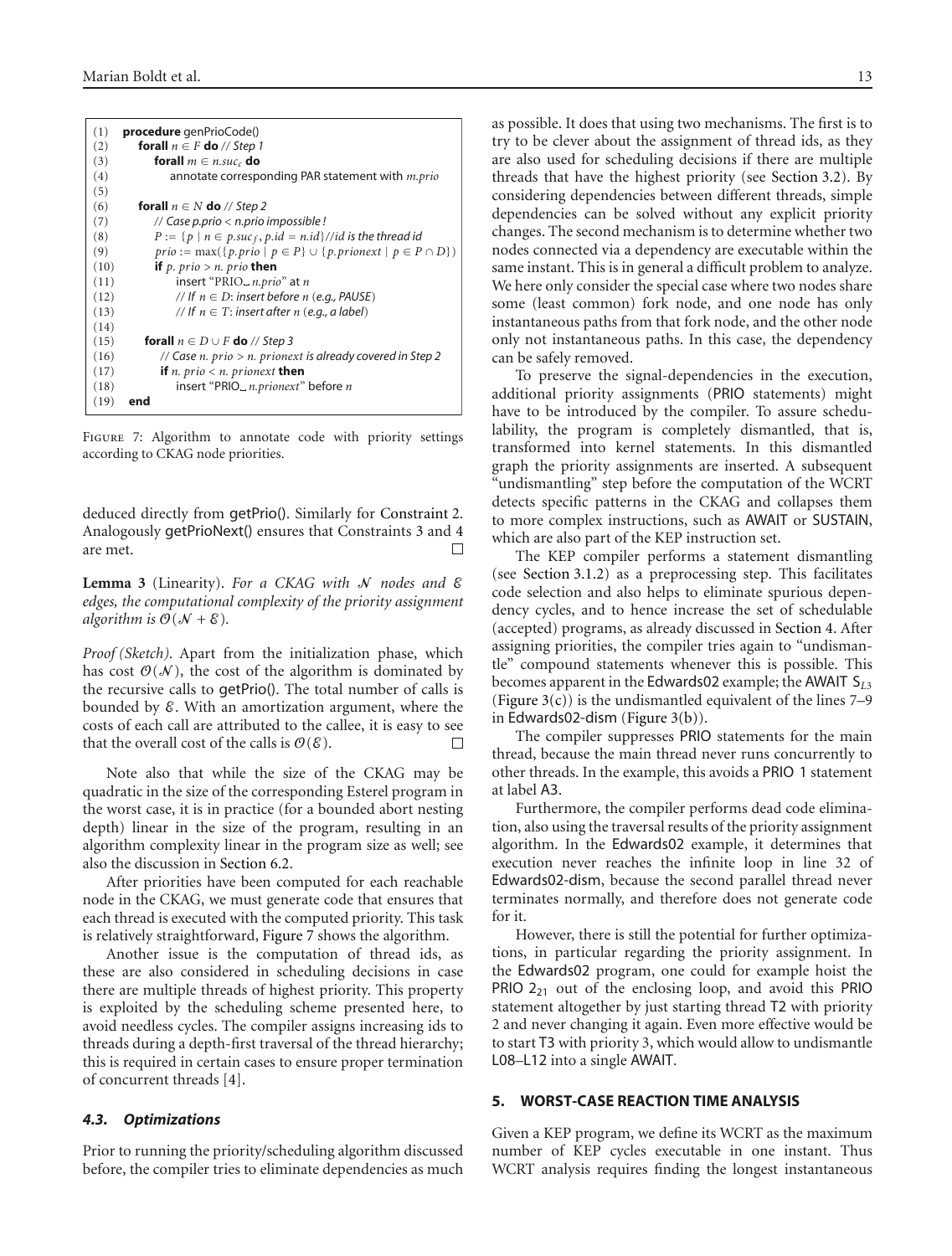```
(1)  procedure genPrioCode()
(2)    forall n ∈ F do // Step 1
(3)      forall m ∈ n.suc_c do
(4)        annotate corresponding PAR statement with m.prio
(5)
(6)    forall n ∈ N do // Step 2
(7)      // Case p.prio < n.prio impossible !
(8)      P := {p | n ∈ p.suc_f, p.id = n.id}//id is the thread id
(9)      prio := max({p.prio | p ∈ P} ∪ {p.prionext | p ∈ P ∩ D})
(10)     if p. prio > n. prio then
(11)       insert "PRIO_ n.prio" at n
(12)       // If n ∈ D: insert before n (e.g., PAUSE)
(13)       // If n ∈ T: insert after n (e.g., a label)
(14)
(15)   forall n ∈ D ∪ F do // Step 3
(16)     // Case n. prio > n. prionext is already covered in Step 2
(17)     if n. prio < n. prionext then
(18)       insert "PRIO_ n.prionext" before n
(19) end
```

Figure 7: Algorithm to annotate code with priority settings according to CKAG node priorities.

deduced directly from getPrio(). Similarly for Constraint 2. Analogously getPrioNext() ensures that Constraints 3 and 4 are met. □

**Lemma 3** (Linearity). *For a CKAG with $\mathcal{N}$ nodes and $\mathcal{E}$ edges, the computational complexity of the priority assignment algorithm is $\mathcal{O}(\mathcal{N} + \mathcal{E})$.*

*Proof (Sketch).* Apart from the initialization phase, which has cost $\mathcal{O}(\mathcal{N})$, the cost of the algorithm is dominated by the recursive calls to getPrio(). The total number of calls is bounded by $\mathcal{E}$. With an amortization argument, where the costs of each call are attributed to the callee, it is easy to see that the overall cost of the calls is $\mathcal{O}(\mathcal{E})$. □

Note also that while the size of the CKAG may be quadratic in the size of the corresponding Esterel program in the worst case, it is in practice (for a bounded abort nesting depth) linear in the size of the program, resulting in an algorithm complexity linear in the program size as well; see also the discussion in Section 6.2.

After priorities have been computed for each reachable node in the CKAG, we must generate code that ensures that each thread is executed with the computed priority. This task is relatively straightforward, Figure 7 shows the algorithm.

Another issue is the computation of thread ids, as these are also considered in scheduling decisions in case there are multiple threads of highest priority. This property is exploited by the scheduling scheme presented here, to avoid needless cycles. The compiler assigns increasing ids to threads during a depth-first traversal of the thread hierarchy; this is required in certain cases to ensure proper termination of concurrent threads [4].

### 4.3. Optimizations

Prior to running the priority/scheduling algorithm discussed before, the compiler tries to eliminate dependencies as much as possible. It does that using two mechanisms. The first is to try to be clever about the assignment of thread ids, as they are also used for scheduling decisions if there are multiple threads that have the highest priority (see Section 3.2). By considering dependencies between different threads, simple dependencies can be solved without any explicit priority changes. The second mechanism is to determine whether two nodes connected via a dependency are executable within the same instant. This is in general a difficult problem to analyze. We here only consider the special case where two nodes share some (least common) fork node, and one node has only instantaneous paths from that fork node, and the other node only not instantaneous paths. In this case, the dependency can be safely removed.

To preserve the signal-dependencies in the execution, additional priority assignments (PRIO statements) might have to be introduced by the compiler. To assure schedulability, the program is completely dismantled, that is, transformed into kernel statements. In this dismantled graph the priority assignments are inserted. A subsequent "undismantling" step before the computation of the WCRT detects specific patterns in the CKAG and collapses them to more complex instructions, such as AWAIT or SUSTAIN, which are also part of the KEP instruction set.

The KEP compiler performs a statement dismantling (see Section 3.1.2) as a preprocessing step. This facilitates code selection and also helps to eliminate spurious dependency cycles, and to hence increase the set of schedulable (accepted) programs, as already discussed in Section 4. After assigning priorities, the compiler tries again to "undismantle" compound statements whenever this is possible. This becomes apparent in the Edwards02 example; the AWAIT $S_{L3}$ (Figure 3(c)) is the undismantled equivalent of the lines 7–9 in Edwards02-dism (Figure 3(b)).

The compiler suppresses PRIO statements for the main thread, because the main thread never runs concurrently to other threads. In the example, this avoids a PRIO 1 statement at label A3.

Furthermore, the compiler performs dead code elimination, also using the traversal results of the priority assignment algorithm. In the Edwards02 example, it determines that execution never reaches the infinite loop in line 32 of Edwards02-dism, because the second parallel thread never terminates normally, and therefore does not generate code for it.

However, there is still the potential for further optimizations, in particular regarding the priority assignment. In the Edwards02 program, one could for example hoist the PRIO $2_{21}$ out of the enclosing loop, and avoid this PRIO statement altogether by just starting thread T2 with priority 2 and never changing it again. Even more effective would be to start T3 with priority 3, which would allow to undismantle L08–L12 into a single AWAIT.

## 5. WORST-CASE REACTION TIME ANALYSIS

Given a KEP program, we define its WCRT as the maximum number of KEP cycles executable in one instant. Thus WCRT analysis requires finding the longest instantaneous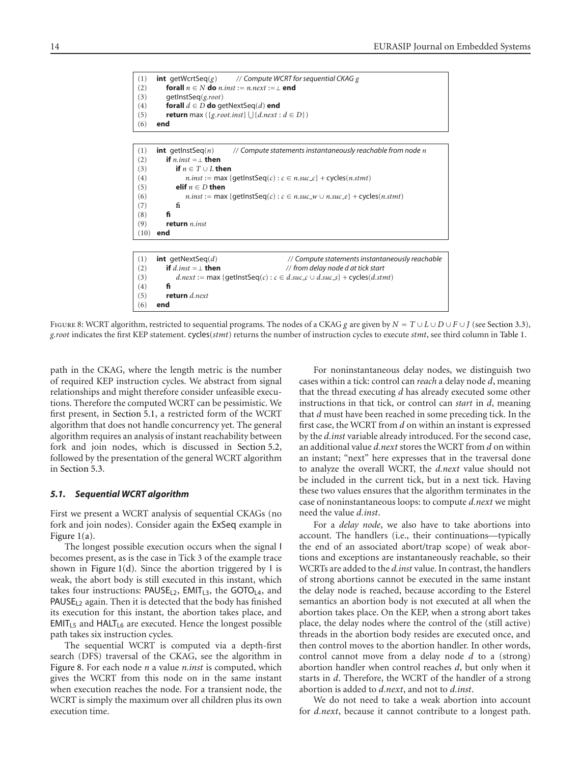```
(1)   int getWcrtSeq(g)        // Compute WCRT for sequential CKAG g
(2)     forall n ∈ N do n.inst := n.next := ⊥ end
(3)     getInstSeq(g.root)
(4)     forall d ∈ D do getNextSeq(d) end
(5)     return max ({g.root.inst} ⋃{d.next : d ∈ D})
(6)   end
```

```
(1)   int getInstSeq(n)        // Compute statements instantaneously reachable from node n
(2)     if n.inst = ⊥ then
(3)       if n ∈ T ∪ L then
(4)         n.inst := max {getInstSeq(c) : c ∈ n.suc_c} + cycles(n.stmt)
(5)       elif n ∈ D then
(6)         n.inst := max {getInstSeq(c) : c ∈ n.suc_w ∪ n.suc_e} + cycles(n.stmt)
(7)       fi
(8)     fi
(9)     return n.inst
(10)  end
```

```
(1)   int getNextSeq(d)                // Compute statements instantaneously reachable
(2)     if d.inst = ⊥ then             // from delay node d at tick start
(3)       d.next := max {getInstSeq(c) : c ∈ d.suc_c ∪ d.suc_s} + cycles(d.stmt)
(4)     fi
(5)     return d.next
(6)   end
```

Figure 8: WCRT algorithm, restricted to sequential programs. The nodes of a CKAG $g$ are given by $N = T \cup L \cup D \cup F \cup J$ (see Section 3.3), *g.root* indicates the first KEP statement. cycles(*stmt*) returns the number of instruction cycles to execute *stmt*, see third column in Table 1.

path in the CKAG, where the length metric is the number of required KEP instruction cycles. We abstract from signal relationships and might therefore consider unfeasible executions. Therefore the computed WCRT can be pessimistic. We first present, in Section 5.1, a restricted form of the WCRT algorithm that does not handle concurrency yet. The general algorithm requires an analysis of instant reachability between fork and join nodes, which is discussed in Section 5.2, followed by the presentation of the general WCRT algorithm in Section 5.3.

### *5.1. Sequential WCRT algorithm*

First we present a WCRT analysis of sequential CKAGs (no fork and join nodes). Consider again the ExSeq example in Figure 1(a).

The longest possible execution occurs when the signal I becomes present, as is the case in Tick 3 of the example trace shown in Figure 1(d). Since the abortion triggered by I is weak, the abort body is still executed in this instant, which takes four instructions: $\text{PAUSE}_{\text{L2}}$, $\text{EMIT}_{\text{L3}}$, the $\text{GOTO}_{\text{L4}}$, and $\text{PAUSE}_{\text{L2}}$ again. Then it is detected that the body has finished its execution for this instant, the abortion takes place, and $\text{EMIT}_{\text{L5}}$ and $\text{HALT}_{\text{L6}}$ are executed. Hence the longest possible path takes six instruction cycles.

The sequential WCRT is computed via a depth-first search (DFS) traversal of the CKAG, see the algorithm in Figure 8. For each node $n$ a value *n.inst* is computed, which gives the WCRT from this node on in the same instant when execution reaches the node. For a transient node, the WCRT is simply the maximum over all children plus its own execution time.

For noninstantaneous delay nodes, we distinguish two cases within a tick: control can *reach* a delay node $d$, meaning that the thread executing $d$ has already executed some other instructions in that tick, or control can *start* in $d$, meaning that $d$ must have been reached in some preceding tick. In the first case, the WCRT from $d$ on within an instant is expressed by the *d.inst* variable already introduced. For the second case, an additional value *d.next* stores the WCRT from $d$ on within an instant; "next" here expresses that in the traversal done to analyze the overall WCRT, the *d.next* value should not be included in the current tick, but in a next tick. Having these two values ensures that the algorithm terminates in the case of noninstantaneous loops: to compute *d.next* we might need the value *d.inst*.

For a *delay node*, we also have to take abortions into account. The handlers (i.e., their continuations—typically the end of an associated abort/trap scope) of weak abortions and exceptions are instantaneously reachable, so their WCRTs are added to the *d.inst* value. In contrast, the handlers of strong abortions cannot be executed in the same instant the delay node is reached, because according to the Esterel semantics an abortion body is not executed at all when the abortion takes place. On the KEP, when a strong abort takes place, the delay nodes where the control of the (still active) threads in the abortion body resides are executed once, and then control moves to the abortion handler. In other words, control cannot move from a delay node $d$ to a (strong) abortion handler when control reaches $d$, but only when it starts in $d$. Therefore, the WCRT of the handler of a strong abortion is added to *d.next*, and not to *d.inst*.

We do not need to take a weak abortion into account for *d.next*, because it cannot contribute to a longest path.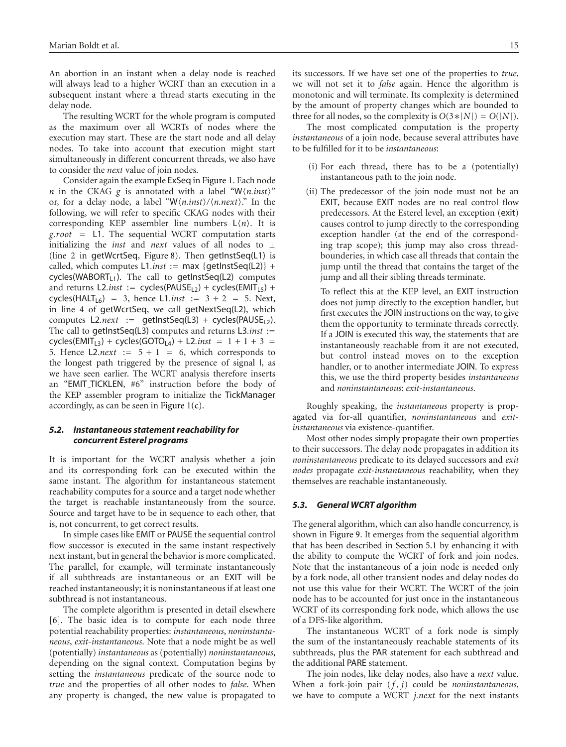An abortion in an instant when a delay node is reached will always lead to a higher WCRT than an execution in a subsequent instant where a thread starts executing in the delay node.

The resulting WCRT for the whole program is computed as the maximum over all WCRTs of nodes where the execution may start. These are the start node and all delay nodes. To take into account that execution might start simultaneously in different concurrent threads, we also have to consider the *next* value of join nodes.

Consider again the example ExSeq in Figure 1. Each node $n$ in the CKAG $g$ is annotated with a label "W$\langle n.inst \rangle$" or, for a delay node, a label "W$\langle n.inst \rangle / \langle n.next \rangle$." In the following, we will refer to specific CKAG nodes with their corresponding KEP assembler line numbers L$\langle n \rangle$. It is $g.root$ = L1. The sequential WCRT computation starts initializing the *inst* and *next* values of all nodes to $\bot$ (line 2 in getWcrtSeq, Figure 8). Then getInstSeq(L1) is called, which computes L1.$inst$ := max {getInstSeq(L2)} + cycles(WABORT$_{L1}$). The call to getInstSeq(L2) computes and returns L2.$inst$ := cycles(PAUSE$_{L2}$) + cycles(EMIT$_{L5}$) + cycles(HALT$_{L6}$) = 3, hence L1.$inst$ := 3 + 2 = 5. Next, in line 4 of getWcrtSeq, we call getNextSeq(L2), which computes L2.$next$ := getInstSeq(L3) + cycles(PAUSE$_{L2}$). The call to getInstSeq(L3) computes and returns L3.$inst$ := cycles(EMIT$_{L3}$) + cycles(GOTO$_{L4}$) + L2.$inst$ = 1 + 1 + 3 = 5. Hence L2.$next$ := 5 + 1 = 6, which corresponds to the longest path triggered by the presence of signal I, as we have seen earlier. The WCRT analysis therefore inserts an "EMIT_TICKLEN, #6" instruction before the body of the KEP assembler program to initialize the TickManager accordingly, as can be seen in Figure 1(c).

### *5.2. Instantaneous statement reachability for concurrent Esterel programs*

It is important for the WCRT analysis whether a join and its corresponding fork can be executed within the same instant. The algorithm for instantaneous statement reachability computes for a source and a target node whether the target is reachable instantaneously from the source. Source and target have to be in sequence to each other, that is, not concurrent, to get correct results.

In simple cases like EMIT or PAUSE the sequential control flow successor is executed in the same instant respectively next instant, but in general the behavior is more complicated. The parallel, for example, will terminate instantaneously if all subthreads are instantaneous or an EXIT will be reached instantaneously; it is noninstantaneous if at least one subthread is not instantaneous.

The complete algorithm is presented in detail elsewhere [6]. The basic idea is to compute for each node three potential reachability properties: *instantaneous*, *noninstantaneous*, *exit-instantaneous*. Note that a node might be as well (potentially) *instantaneous* as (potentially) *noninstantaneous*, depending on the signal context. Computation begins by setting the *instantaneous* predicate of the source node to *true* and the properties of all other nodes to *false*. When any property is changed, the new value is propagated to its successors. If we have set one of the properties to *true*, we will not set it to *false* again. Hence the algorithm is monotonic and will terminate. Its complexity is determined by the amount of property changes which are bounded to three for all nodes, so the complexity is $O(3*|N|) = O(|N|)$.

The most complicated computation is the property *instantaneous* of a join node, because several attributes have to be fulfilled for it to be *instantaneous*:

(i) For each thread, there has to be a (potentially) instantaneous path to the join node.

(ii) The predecessor of the join node must not be an EXIT, because EXIT nodes are no real control flow predecessors. At the Esterel level, an exception (exit) causes control to jump directly to the corresponding exception handler (at the end of the corresponding trap scope); this jump may also cross thread-bounderies, in which case all threads that contain the jump until the thread that contains the target of the jump and all their sibling threads terminate.

To reflect this at the KEP level, an EXIT instruction does not jump directly to the exception handler, but first executes the JOIN instructions on the way, to give them the opportunity to terminate threads correctly. If a JOIN is executed this way, the statements that are instantaneously reachable from it are not executed, but control instead moves on to the exception handler, or to another intermediate JOIN. To express this, we use the third property besides *instantaneous* and *noninstantaneous*: *exit-instantaneous*.

Roughly speaking, the *instantaneous* property is propagated via for-all quantifier, *noninstantaneous* and *exit-instantaneous* via existence-quantifier.

Most other nodes simply propagate their own properties to their successors. The delay node propagates in addition its *noninstantaneous* predicate to its delayed successors and *exit nodes* propagate *exit-instantaneous* reachability, when they themselves are reachable instantaneously.

### *5.3. General WCRT algorithm*

The general algorithm, which can also handle concurrency, is shown in Figure 9. It emerges from the sequential algorithm that has been described in Section 5.1 by enhancing it with the ability to compute the WCRT of fork and join nodes. Note that the instantaneous of a join node is needed only by a fork node, all other transient nodes and delay nodes do not use this value for their WCRT. The WCRT of the join node has to be accounted for just once in the instantaneous WCRT of its corresponding fork node, which allows the use of a DFS-like algorithm.

The instantaneous WCRT of a fork node is simply the sum of the instantaneously reachable statements of its subthreads, plus the PAR statement for each subthread and the additional PARE statement.

The join nodes, like delay nodes, also have a *next* value. When a fork-join pair $(f, j)$ could be *noninstantaneous*, we have to compute a WCRT $j.next$ for the next instants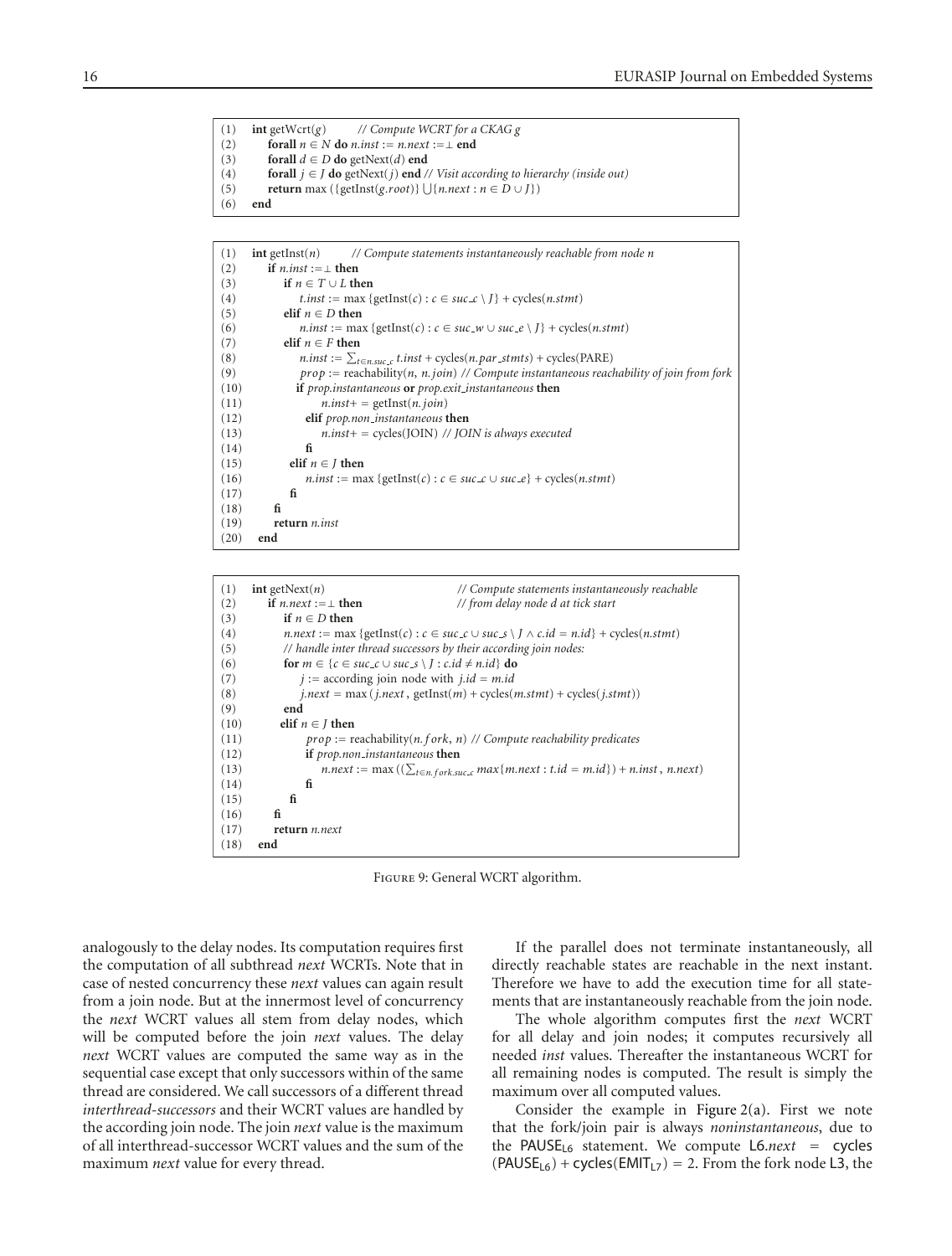```
(1)  int getWcrt(g)          // Compute WCRT for a CKAG g
(2)      forall n ∈ N do n.inst := n.next := ⊥ end
(3)      forall d ∈ D do getNext(d) end
(4)      forall j ∈ J do getNext(j) end // Visit according to hierarchy (inside out)
(5)      return max ({getInst(g.root)} ⋃{n.next : n ∈ D ∪ J})
(6)  end
```

```
(1)  int getInst(n)          // Compute statements instantaneously reachable from node n
(2)      if n.inst :=⊥ then
(3)          if n ∈ T ∪ L then
(4)              t.inst := max {getInst(c) : c ∈ suc_c \ J} + cycles(n.stmt)
(5)          elif n ∈ D then
(6)              n.inst := max {getInst(c) : c ∈ suc_w ∪ suc_e \ J} + cycles(n.stmt)
(7)          elif n ∈ F then
(8)              n.inst := ∑_{t∈n.suc_c} t.inst + cycles(n.par_stmts) + cycles(PARE)
(9)              prop := reachability(n, n.join) // Compute instantaneous reachability of join from fork
(10)             if prop.instantaneous or prop.exit_instantaneous then
(11)                 n.inst+ = getInst(n.join)
(12)             elif prop.non_instantaneous then
(13)                 n.inst+ = cycles(JOIN) // JOIN is always executed
(14)             fi
(15)         elif n ∈ J then
(16)             n.inst := max {getInst(c) : c ∈ suc_c ∪ suc_e} + cycles(n.stmt)
(17)         fi
(18)     fi
(19)     return n.inst
(20) end
```

```
(1)  int getNext(n)                          // Compute statements instantaneously reachable
(2)      if n.next :=⊥ then                  // from delay node d at tick start
(3)          if n ∈ D then
(4)          n.next := max {getInst(c) : c ∈ suc_c ∪ suc_s \ J ∧ c.id = n.id} + cycles(n.stmt)
(5)          // handle inter thread successors by their according join nodes:
(6)          for m ∈ {c ∈ suc_c ∪ suc_s \ J : c.id ≠ n.id} do
(7)              j := according join node with j.id = m.id
(8)              j.next = max (j.next , getInst(m) + cycles(m.stmt) + cycles(j.stmt))
(9)          end
(10)         elif n ∈ J then
(11)             prop := reachability(n.fork, n) // Compute reachability predicates
(12)             if prop.non_instantaneous then
(13)                 n.next := max ((∑_{t∈n.fork.suc_c} max{m.next : t.id = m.id}) + n.inst , n.next)
(14)             fi
(15)         fi
(16)     fi
(17)     return n.next
(18) end
```

Figure 9: General WCRT algorithm.

analogously to the delay nodes. Its computation requires first the computation of all subthread *next* WCRTs. Note that in case of nested concurrency these *next* values can again result from a join node. But at the innermost level of concurrency the *next* WCRT values all stem from delay nodes, which will be computed before the join *next* values. The delay *next* WCRT values are computed the same way as in the sequential case except that only successors within of the same thread are considered. We call successors of a different thread *interthread-successors* and their WCRT values are handled by the according join node. The join *next* value is the maximum of all interthread-successor WCRT values and the sum of the maximum *next* value for every thread.

If the parallel does not terminate instantaneously, all directly reachable states are reachable in the next instant. Therefore we have to add the execution time for all statements that are instantaneously reachable from the join node.

The whole algorithm computes first the *next* WCRT for all delay and join nodes; it computes recursively all needed *inst* values. Thereafter the instantaneous WCRT for all remaining nodes is computed. The result is simply the maximum over all computed values.

Consider the example in Figure 2(a). First we note that the fork/join pair is always *noninstantaneous*, due to the $\mathsf{PAUSE}_{\mathsf{L6}}$ statement. We compute $\mathsf{L6}.next = \mathsf{cycles}(\mathsf{PAUSE}_{\mathsf{L6}}) + \mathsf{cycles}(\mathsf{EMIT}_{\mathsf{L7}}) = 2$. From the fork node L3, the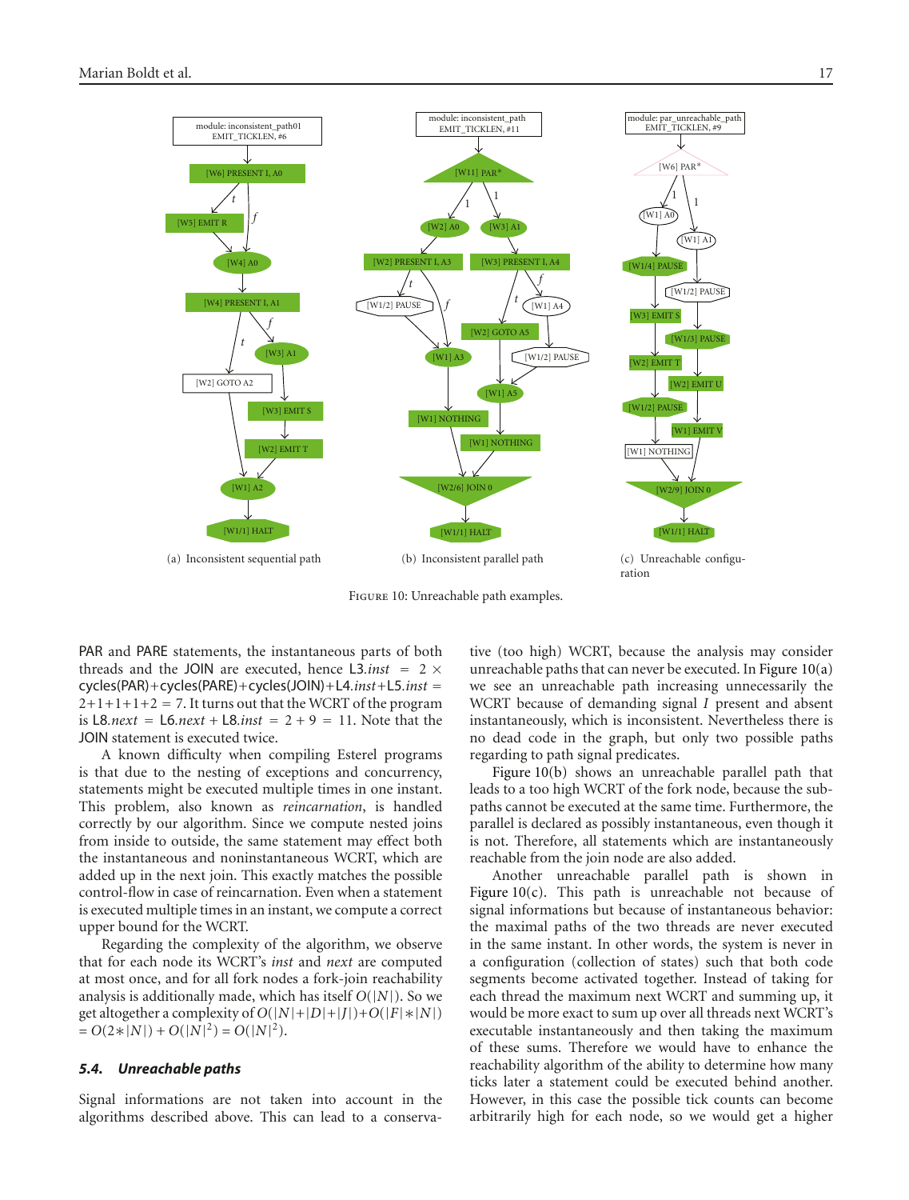(a) Inconsistent sequential path

(b) Inconsistent parallel path

(c) Unreachable configuration

Figure 10: Unreachable path examples.

PAR and PARE statements, the instantaneous parts of both threads and the JOIN are executed, hence L3.*inst* = 2 × cycles(PAR)+cycles(PARE)+cycles(JOIN)+L4.*inst*+L5.*inst* = 2+1+1+1+2 = 7. It turns out that the WCRT of the program is L8.*next* = L6.*next* + L8.*inst* = 2 + 9 = 11. Note that the JOIN statement is executed twice.

A known difficulty when compiling Esterel programs is that due to the nesting of exceptions and concurrency, statements might be executed multiple times in one instant. This problem, also known as *reincarnation*, is handled correctly by our algorithm. Since we compute nested joins from inside to outside, the same statement may effect both the instantaneous and noninstantaneous WCRT, which are added up in the next join. This exactly matches the possible control-flow in case of reincarnation. Even when a statement is executed multiple times in an instant, we compute a correct upper bound for the WCRT.

Regarding the complexity of the algorithm, we observe that for each node its WCRT's *inst* and *next* are computed at most once, and for all fork nodes a fork-join reachability analysis is additionally made, which has itself $O(|N|)$. So we get altogether a complexity of $O(|N|+|D|+|J|)+O(|F|*|N|) = O(2*|N|) + O(|N|^2) = O(|N|^2)$.

### *5.4. Unreachable paths*

Signal informations are not taken into account in the algorithms described above. This can lead to a conservative (too high) WCRT, because the analysis may consider unreachable paths that can never be executed. In Figure 10(a) we see an unreachable path increasing unnecessarily the WCRT because of demanding signal *I* present and absent instantaneously, which is inconsistent. Nevertheless there is no dead code in the graph, but only two possible paths regarding to path signal predicates.

Figure 10(b) shows an unreachable parallel path that leads to a too high WCRT of the fork node, because the subpaths cannot be executed at the same time. Furthermore, the parallel is declared as possibly instantaneous, even though it is not. Therefore, all statements which are instantaneously reachable from the join node are also added.

Another unreachable parallel path is shown in Figure 10(c). This path is unreachable not because of signal informations but because of instantaneous behavior: the maximal paths of the two threads are never executed in the same instant. In other words, the system is never in a configuration (collection of states) such that both code segments become activated together. Instead of taking for each thread the maximum next WCRT and summing up, it would be more exact to sum up over all threads next WCRT's executable instantaneously and then taking the maximum of these sums. Therefore we would have to enhance the reachability algorithm of the ability to determine how many ticks later a statement could be executed behind another. However, in this case the possible tick counts can become arbitrarily high for each node, so we would get a higher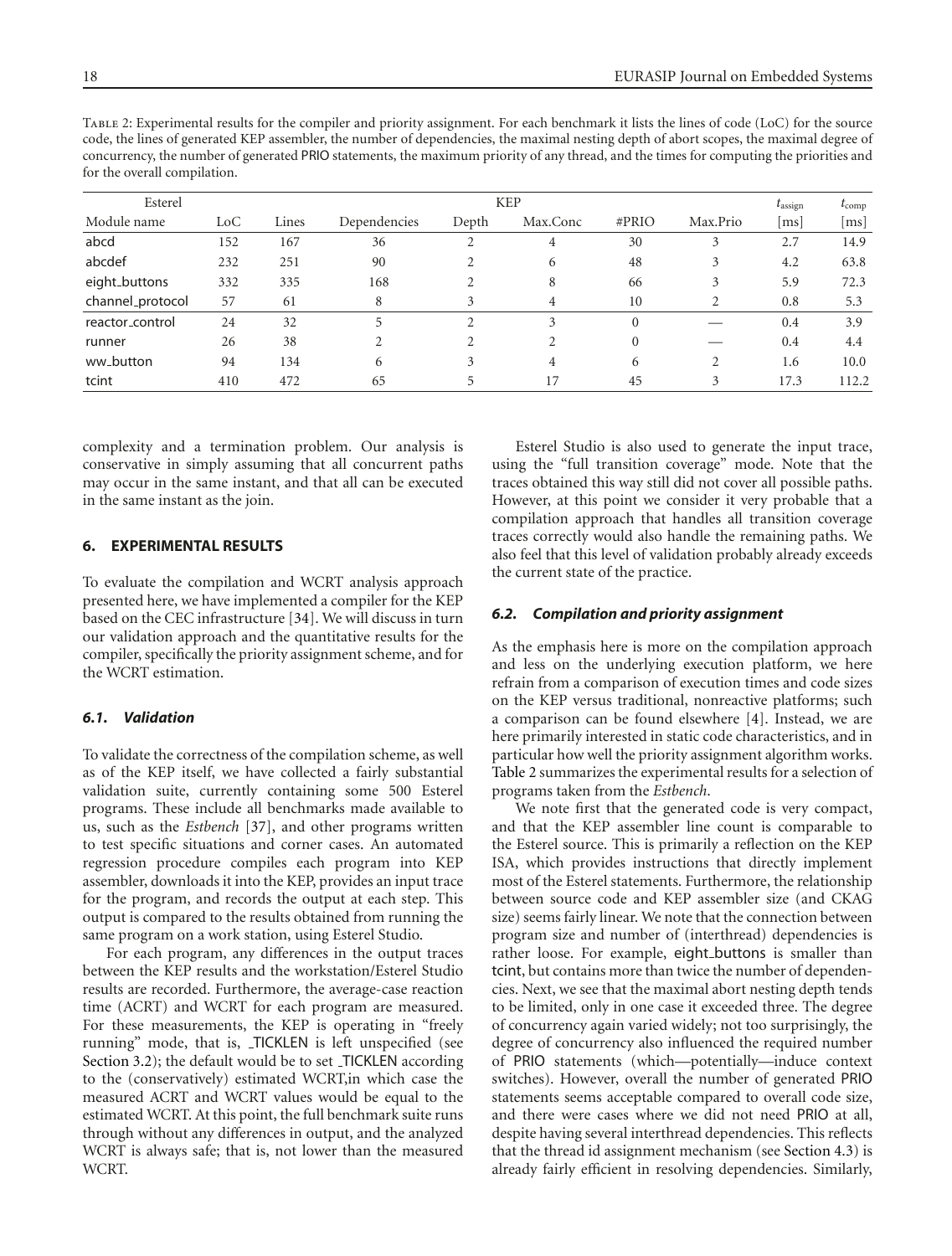Table 2: Experimental results for the compiler and priority assignment. For each benchmark it lists the lines of code (LoC) for the source code, the lines of generated KEP assembler, the number of dependencies, the maximal nesting depth of abort scopes, the maximal degree of concurrency, the number of generated PRIO statements, the maximum priority of any thread, and the times for computing the priorities and for the overall compilation.

| Esterel | | KEP | | | | | | $t_{\text{assign}}$ | $t_{\text{comp}}$ |
|---|---|---|---|---|---|---|---|---|---|
| Module name | LoC | Lines | Dependencies | Depth | Max.Conc | #PRIO | Max.Prio | [ms] | [ms] |
| abcd | 152 | 167 | 36 | 2 | 4 | 30 | 3 | 2.7 | 14.9 |
| abcdef | 232 | 251 | 90 | 2 | 6 | 48 | 3 | 4.2 | 63.8 |
| eight_buttons | 332 | 335 | 168 | 2 | 8 | 66 | 3 | 5.9 | 72.3 |
| channel_protocol | 57 | 61 | 8 | 3 | 4 | 10 | 2 | 0.8 | 5.3 |
| reactor_control | 24 | 32 | 5 | 2 | 3 | 0 | — | 0.4 | 3.9 |
| runner | 26 | 38 | 2 | 2 | 2 | 0 | — | 0.4 | 4.4 |
| ww_button | 94 | 134 | 6 | 3 | 4 | 6 | 2 | 1.6 | 10.0 |
| tcint | 410 | 472 | 65 | 5 | 17 | 45 | 3 | 17.3 | 112.2 |

complexity and a termination problem. Our analysis is conservative in simply assuming that all concurrent paths may occur in the same instant, and that all can be executed in the same instant as the join.

## 6. EXPERIMENTAL RESULTS

To evaluate the compilation and WCRT analysis approach presented here, we have implemented a compiler for the KEP based on the CEC infrastructure [34]. We will discuss in turn our validation approach and the quantitative results for the compiler, specifically the priority assignment scheme, and for the WCRT estimation.

### 6.1. Validation

To validate the correctness of the compilation scheme, as well as of the KEP itself, we have collected a fairly substantial validation suite, currently containing some 500 Esterel programs. These include all benchmarks made available to us, such as the *Estbench* [37], and other programs written to test specific situations and corner cases. An automated regression procedure compiles each program into KEP assembler, downloads it into the KEP, provides an input trace for the program, and records the output at each step. This output is compared to the results obtained from running the same program on a work station, using Esterel Studio.

For each program, any differences in the output traces between the KEP results and the workstation/Esterel Studio results are recorded. Furthermore, the average-case reaction time (ACRT) and WCRT for each program are measured. For these measurements, the KEP is operating in "freely running" mode, that is, _TICKLEN is left unspecified (see Section 3.2); the default would be to set _TICKLEN according to the (conservatively) estimated WCRT,in which case the measured ACRT and WCRT values would be equal to the estimated WCRT. At this point, the full benchmark suite runs through without any differences in output, and the analyzed WCRT is always safe; that is, not lower than the measured WCRT.

Esterel Studio is also used to generate the input trace, using the "full transition coverage" mode. Note that the traces obtained this way still did not cover all possible paths. However, at this point we consider it very probable that a compilation approach that handles all transition coverage traces correctly would also handle the remaining paths. We also feel that this level of validation probably already exceeds the current state of the practice.

### 6.2. Compilation and priority assignment

As the emphasis here is more on the compilation approach and less on the underlying execution platform, we here refrain from a comparison of execution times and code sizes on the KEP versus traditional, nonreactive platforms; such a comparison can be found elsewhere [4]. Instead, we are here primarily interested in static code characteristics, and in particular how well the priority assignment algorithm works. Table 2 summarizes the experimental results for a selection of programs taken from the *Estbench*.

We note first that the generated code is very compact, and that the KEP assembler line count is comparable to the Esterel source. This is primarily a reflection on the KEP ISA, which provides instructions that directly implement most of the Esterel statements. Furthermore, the relationship between source code and KEP assembler size (and CKAG size) seems fairly linear. We note that the connection between program size and number of (interthread) dependencies is rather loose. For example, eight_buttons is smaller than tcint, but contains more than twice the number of dependencies. Next, we see that the maximal abort nesting depth tends to be limited, only in one case it exceeded three. The degree of concurrency again varied widely; not too surprisingly, the degree of concurrency also influenced the required number of PRIO statements (which—potentially—induce context switches). However, overall the number of generated PRIO statements seems acceptable compared to overall code size, and there were cases where we did not need PRIO at all, despite having several interthread dependencies. This reflects that the thread id assignment mechanism (see Section 4.3) is already fairly efficient in resolving dependencies. Similarly,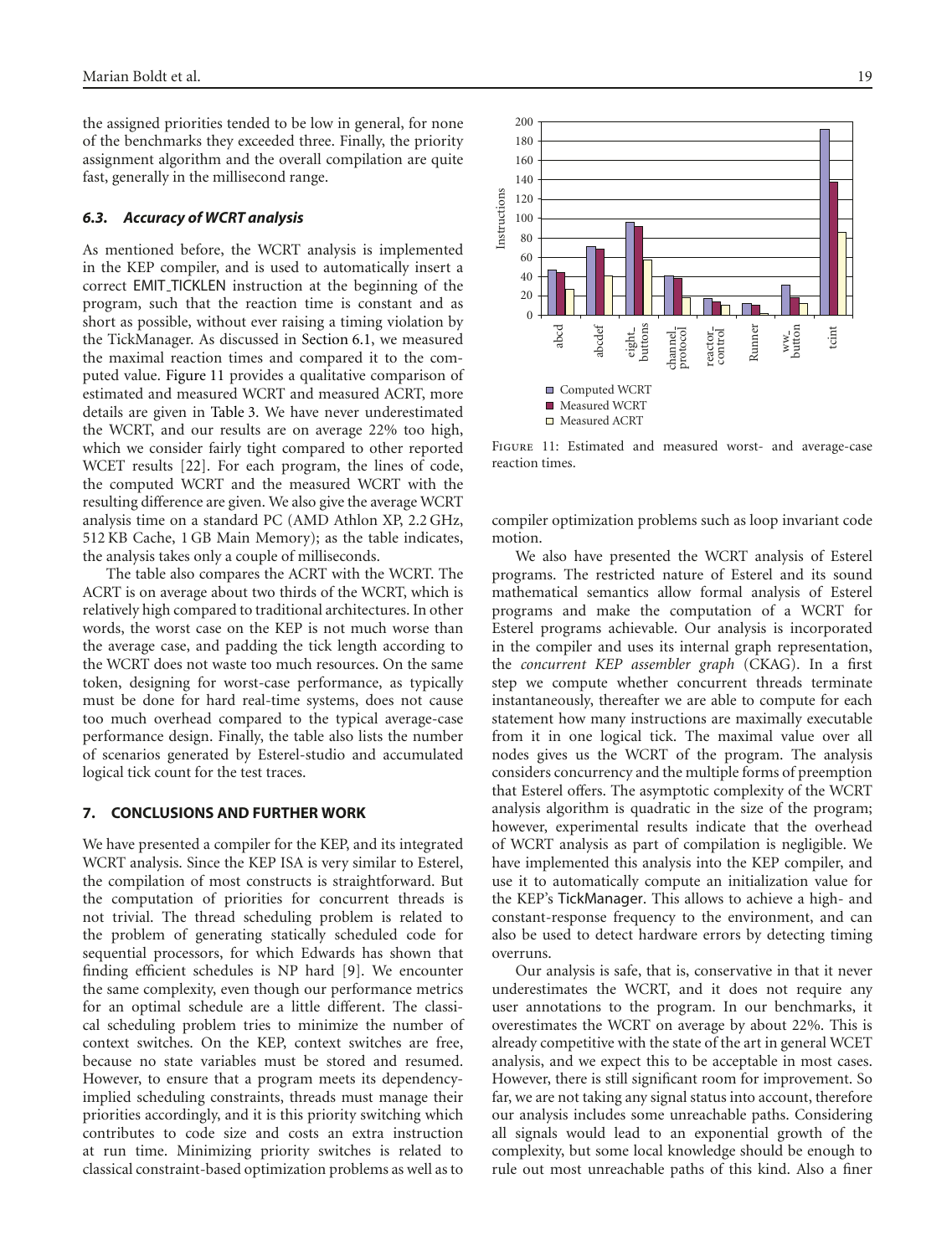the assigned priorities tended to be low in general, for none of the benchmarks they exceeded three. Finally, the priority assignment algorithm and the overall compilation are quite fast, generally in the millisecond range.

### 6.3. Accuracy of WCRT analysis

As mentioned before, the WCRT analysis is implemented in the KEP compiler, and is used to automatically insert a correct EMIT_TICKLEN instruction at the beginning of the program, such that the reaction time is constant and as short as possible, without ever raising a timing violation by the TickManager. As discussed in Section 6.1, we measured the maximal reaction times and compared it to the computed value. Figure 11 provides a qualitative comparison of estimated and measured WCRT and measured ACRT, more details are given in Table 3. We have never underestimated the WCRT, and our results are on average 22% too high, which we consider fairly tight compared to other reported WCET results [22]. For each program, the lines of code, the computed WCRT and the measured WCRT with the resulting difference are given. We also give the average WCRT analysis time on a standard PC (AMD Athlon XP, 2.2 GHz, 512 KB Cache, 1 GB Main Memory); as the table indicates, the analysis takes only a couple of milliseconds.

The table also compares the ACRT with the WCRT. The ACRT is on average about two thirds of the WCRT, which is relatively high compared to traditional architectures. In other words, the worst case on the KEP is not much worse than the average case, and padding the tick length according to the WCRT does not waste too much resources. On the same token, designing for worst-case performance, as typically must be done for hard real-time systems, does not cause too much overhead compared to the typical average-case performance design. Finally, the table also lists the number of scenarios generated by Esterel-studio and accumulated logical tick count for the test traces.

Instructions

200
180
160
140
120
100
80
60
40
20
0

abcd
abcdef
eight_buttons
channel_protocol
reactor_control
Runner
ww_button
tcint

Computed WCRT
Measured WCRT
Measured ACRT

Figure 11: Estimated and measured worst- and average-case reaction times.

## 7. CONCLUSIONS AND FURTHER WORK

We have presented a compiler for the KEP, and its integrated WCRT analysis. Since the KEP ISA is very similar to Esterel, the compilation of most constructs is straightforward. But the computation of priorities for concurrent threads is not trivial. The thread scheduling problem is related to the problem of generating statically scheduled code for sequential processors, for which Edwards has shown that finding efficient schedules is NP hard [9]. We encounter the same complexity, even though our performance metrics for an optimal schedule are a little different. The classical scheduling problem tries to minimize the number of context switches. On the KEP, context switches are free, because no state variables must be stored and resumed. However, to ensure that a program meets its dependency-implied scheduling constraints, threads must manage their priorities accordingly, and it is this priority switching which contributes to code size and costs an extra instruction at run time. Minimizing priority switches is related to classical constraint-based optimization problems as well as to compiler optimization problems such as loop invariant code motion.

We also have presented the WCRT analysis of Esterel programs. The restricted nature of Esterel and its sound mathematical semantics allow formal analysis of Esterel programs and make the computation of a WCRT for Esterel programs achievable. Our analysis is incorporated in the compiler and uses its internal graph representation, the *concurrent KEP assembler graph* (CKAG). In a first step we compute whether concurrent threads terminate instantaneously, thereafter we are able to compute for each statement how many instructions are maximally executable from it in one logical tick. The maximal value over all nodes gives us the WCRT of the program. The analysis considers concurrency and the multiple forms of preemption that Esterel offers. The asymptotic complexity of the WCRT analysis algorithm is quadratic in the size of the program; however, experimental results indicate that the overhead of WCRT analysis as part of compilation is negligible. We have implemented this analysis into the KEP compiler, and use it to automatically compute an initialization value for the KEP's TickManager. This allows to achieve a high- and constant-response frequency to the environment, and can also be used to detect hardware errors by detecting timing overruns.

Our analysis is safe, that is, conservative in that it never underestimates the WCRT, and it does not require any user annotations to the program. In our benchmarks, it overestimates the WCRT on average by about 22%. This is already competitive with the state of the art in general WCET analysis, and we expect this to be acceptable in most cases. However, there is still significant room for improvement. So far, we are not taking any signal status into account, therefore our analysis includes some unreachable paths. Considering all signals would lead to an exponential growth of the complexity, but some local knowledge should be enough to rule out most unreachable paths of this kind. Also a finer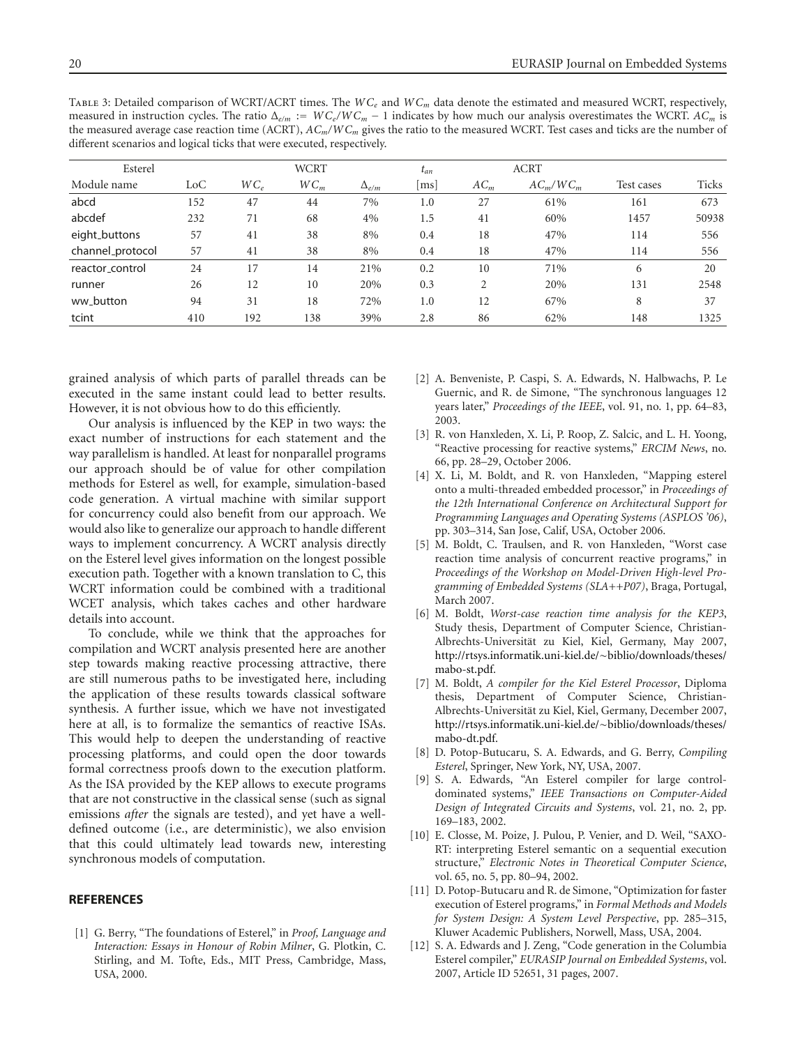Table 3: Detailed comparison of WCRT/ACRT times. The $WC_e$ and $WC_m$ data denote the estimated and measured WCRT, respectively, measured in instruction cycles. The ratio $\Delta_{e/m} := WC_e/WC_m - 1$ indicates by how much our analysis overestimates the WCRT. $AC_m$ is the measured average case reaction time (ACRT), $AC_m/WC_m$ gives the ratio to the measured WCRT. Test cases and ticks are the number of different scenarios and logical ticks that were executed, respectively.

| Esterel | | WCRT | | | $t_{an}$ | ACRT | | | |
|---|---|---|---|---|---|---|---|---|---|
| Module name | LoC | $WC_e$ | $WC_m$ | $\Delta_{e/m}$ | [ms] | $AC_m$ | $AC_m/WC_m$ | Test cases | Ticks |
| abcd | 152 | 47 | 44 | 7% | 1.0 | 27 | 61% | 161 | 673 |
| abcdef | 232 | 71 | 68 | 4% | 1.5 | 41 | 60% | 1457 | 50938 |
| eight_buttons | 57 | 41 | 38 | 8% | 0.4 | 18 | 47% | 114 | 556 |
| channel_protocol | 57 | 41 | 38 | 8% | 0.4 | 18 | 47% | 114 | 556 |
| reactor_control | 24 | 17 | 14 | 21% | 0.2 | 10 | 71% | 6 | 20 |
| runner | 26 | 12 | 10 | 20% | 0.3 | 2 | 20% | 131 | 2548 |
| ww_button | 94 | 31 | 18 | 72% | 1.0 | 12 | 67% | 8 | 37 |
| tcint | 410 | 192 | 138 | 39% | 2.8 | 86 | 62% | 148 | 1325 |

grained analysis of which parts of parallel threads can be executed in the same instant could lead to better results. However, it is not obvious how to do this efficiently.

Our analysis is influenced by the KEP in two ways: the exact number of instructions for each statement and the way parallelism is handled. At least for nonparallel programs our approach should be of value for other compilation methods for Esterel as well, for example, simulation-based code generation. A virtual machine with similar support for concurrency could also benefit from our approach. We would also like to generalize our approach to handle different ways to implement concurrency. A WCRT analysis directly on the Esterel level gives information on the longest possible execution path. Together with a known translation to C, this WCRT information could be combined with a traditional WCET analysis, which takes caches and other hardware details into account.

To conclude, while we think that the approaches for compilation and WCRT analysis presented here are another step towards making reactive processing attractive, there are still numerous paths to be investigated here, including the application of these results towards classical software synthesis. A further issue, which we have not investigated here at all, is to formalize the semantics of reactive ISAs. This would help to deepen the understanding of reactive processing platforms, and could open the door towards formal correctness proofs down to the execution platform. As the ISA provided by the KEP allows to execute programs that are not constructive in the classical sense (such as signal emissions *after* the signals are tested), and yet have a well-defined outcome (i.e., are deterministic), we also envision that this could ultimately lead towards new, interesting synchronous models of computation.

## REFERENCES

[1] G. Berry, "The foundations of Esterel," in *Proof, Language and Interaction: Essays in Honour of Robin Milner*, G. Plotkin, C. Stirling, and M. Tofte, Eds., MIT Press, Cambridge, Mass, USA, 2000.

[2] A. Benveniste, P. Caspi, S. A. Edwards, N. Halbwachs, P. Le Guernic, and R. de Simone, "The synchronous languages 12 years later," *Proceedings of the IEEE*, vol. 91, no. 1, pp. 64–83, 2003.

[3] R. von Hanxleden, X. Li, P. Roop, Z. Salcic, and L. H. Yoong, "Reactive processing for reactive systems," *ERCIM News*, no. 66, pp. 28–29, October 2006.

[4] X. Li, M. Boldt, and R. von Hanxleden, "Mapping esterel onto a multi-threaded embedded processor," in *Proceedings of the 12th International Conference on Architectural Support for Programming Languages and Operating Systems (ASPLOS '06)*, pp. 303–314, San Jose, Calif, USA, October 2006.

[5] M. Boldt, C. Traulsen, and R. von Hanxleden, "Worst case reaction time analysis of concurrent reactive programs," in *Proceedings of the Workshop on Model-Driven High-level Programming of Embedded Systems (SLA++P07)*, Braga, Portugal, March 2007.

[6] M. Boldt, *Worst-case reaction time analysis for the KEP3*, Study thesis, Department of Computer Science, Christian-Albrechts-Universität zu Kiel, Kiel, Germany, May 2007, http://rtsys.informatik.uni-kiel.de/~biblio/downloads/theses/mabo-st.pdf.

[7] M. Boldt, *A compiler for the Kiel Esterel Processor*, Diploma thesis, Department of Computer Science, Christian-Albrechts-Universität zu Kiel, Kiel, Germany, December 2007, http://rtsys.informatik.uni-kiel.de/~biblio/downloads/theses/mabo-dt.pdf.

[8] D. Potop-Butucaru, S. A. Edwards, and G. Berry, *Compiling Esterel*, Springer, New York, NY, USA, 2007.

[9] S. A. Edwards, "An Esterel compiler for large control-dominated systems," *IEEE Transactions on Computer-Aided Design of Integrated Circuits and Systems*, vol. 21, no. 2, pp. 169–183, 2002.

[10] E. Closse, M. Poize, J. Pulou, P. Venier, and D. Weil, "SAXO-RT: interpreting Esterel semantic on a sequential execution structure," *Electronic Notes in Theoretical Computer Science*, vol. 65, no. 5, pp. 80–94, 2002.

[11] D. Potop-Butucaru and R. de Simone, "Optimization for faster execution of Esterel programs," in *Formal Methods and Models for System Design: A System Level Perspective*, pp. 285–315, Kluwer Academic Publishers, Norwell, Mass, USA, 2004.

[12] S. A. Edwards and J. Zeng, "Code generation in the Columbia Esterel compiler," *EURASIP Journal on Embedded Systems*, vol. 2007, Article ID 52651, 31 pages, 2007.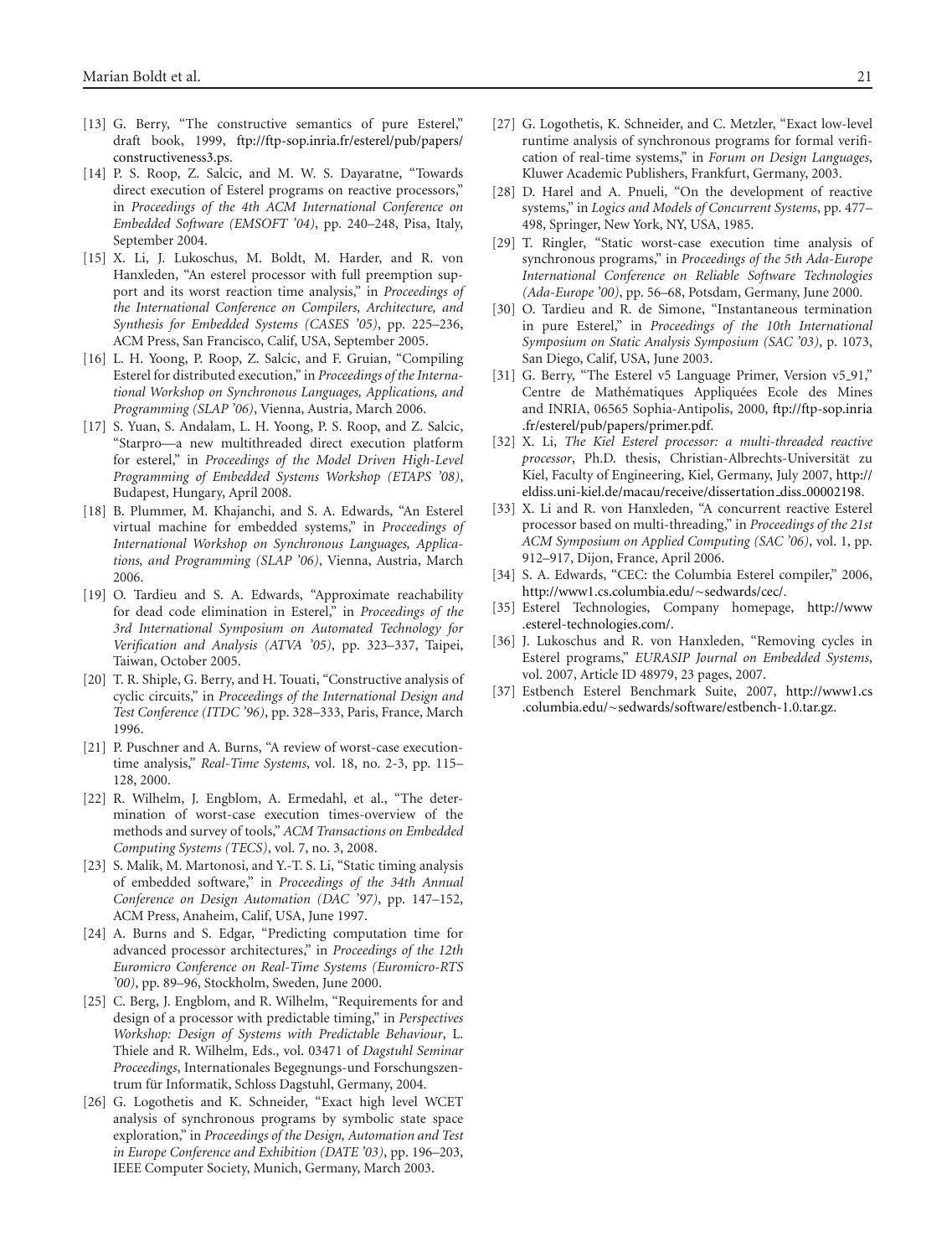[13] G. Berry, "The constructive semantics of pure Esterel," draft book, 1999, ftp://ftp-sop.inria.fr/esterel/pub/papers/constructiveness3.ps.

[14] P. S. Roop, Z. Salcic, and M. W. S. Dayaratne, "Towards direct execution of Esterel programs on reactive processors," in *Proceedings of the 4th ACM International Conference on Embedded Software (EMSOFT '04)*, pp. 240–248, Pisa, Italy, September 2004.

[15] X. Li, J. Lukoschus, M. Boldt, M. Harder, and R. von Hanxleden, "An esterel processor with full preemption support and its worst reaction time analysis," in *Proceedings of the International Conference on Compilers, Architecture, and Synthesis for Embedded Systems (CASES '05)*, pp. 225–236, ACM Press, San Francisco, Calif, USA, September 2005.

[16] L. H. Yoong, P. Roop, Z. Salcic, and F. Gruian, "Compiling Esterel for distributed execution," in *Proceedings of the International Workshop on Synchronous Languages, Applications, and Programming (SLAP '06)*, Vienna, Austria, March 2006.

[17] S. Yuan, S. Andalam, L. H. Yoong, P. S. Roop, and Z. Salcic, "Starpro—a new multithreaded direct execution platform for esterel," in *Proceedings of the Model Driven High-Level Programming of Embedded Systems Workshop (ETAPS '08)*, Budapest, Hungary, April 2008.

[18] B. Plummer, M. Khajanchi, and S. A. Edwards, "An Esterel virtual machine for embedded systems," in *Proceedings of International Workshop on Synchronous Languages, Applications, and Programming (SLAP '06)*, Vienna, Austria, March 2006.

[19] O. Tardieu and S. A. Edwards, "Approximate reachability for dead code elimination in Esterel," in *Proceedings of the 3rd International Symposium on Automated Technology for Verification and Analysis (ATVA '05)*, pp. 323–337, Taipei, Taiwan, October 2005.

[20] T. R. Shiple, G. Berry, and H. Touati, "Constructive analysis of cyclic circuits," in *Proceedings of the International Design and Test Conference (ITDC '96)*, pp. 328–333, Paris, France, March 1996.

[21] P. Puschner and A. Burns, "A review of worst-case execution-time analysis," *Real-Time Systems*, vol. 18, no. 2-3, pp. 115–128, 2000.

[22] R. Wilhelm, J. Engblom, A. Ermedahl, et al., "The determination of worst-case execution times-overview of the methods and survey of tools," *ACM Transactions on Embedded Computing Systems (TECS)*, vol. 7, no. 3, 2008.

[23] S. Malik, M. Martonosi, and Y.-T. S. Li, "Static timing analysis of embedded software," in *Proceedings of the 34th Annual Conference on Design Automation (DAC '97)*, pp. 147–152, ACM Press, Anaheim, Calif, USA, June 1997.

[24] A. Burns and S. Edgar, "Predicting computation time for advanced processor architectures," in *Proceedings of the 12th Euromicro Conference on Real-Time Systems (Euromicro-RTS '00)*, pp. 89–96, Stockholm, Sweden, June 2000.

[25] C. Berg, J. Engblom, and R. Wilhelm, "Requirements for and design of a processor with predictable timing," in *Perspectives Workshop: Design of Systems with Predictable Behaviour*, L. Thiele and R. Wilhelm, Eds., vol. 03471 of *Dagstuhl Seminar Proceedings*, Internationales Begegnungs-und Forschungszentrum für Informatik, Schloss Dagstuhl, Germany, 2004.

[26] G. Logothetis and K. Schneider, "Exact high level WCET analysis of synchronous programs by symbolic state space exploration," in *Proceedings of the Design, Automation and Test in Europe Conference and Exhibition (DATE '03)*, pp. 196–203, IEEE Computer Society, Munich, Germany, March 2003.

[27] G. Logothetis, K. Schneider, and C. Metzler, "Exact low-level runtime analysis of synchronous programs for formal verification of real-time systems," in *Forum on Design Languages*, Kluwer Academic Publishers, Frankfurt, Germany, 2003.

[28] D. Harel and A. Pnueli, "On the development of reactive systems," in *Logics and Models of Concurrent Systems*, pp. 477–498, Springer, New York, NY, USA, 1985.

[29] T. Ringler, "Static worst-case execution time analysis of synchronous programs," in *Proceedings of the 5th Ada-Europe International Conference on Reliable Software Technologies (Ada-Europe '00)*, pp. 56–68, Potsdam, Germany, June 2000.

[30] O. Tardieu and R. de Simone, "Instantaneous termination in pure Esterel," in *Proceedings of the 10th International Symposium on Static Analysis Symposium (SAC '03)*, p. 1073, San Diego, Calif, USA, June 2003.

[31] G. Berry, "The Esterel v5 Language Primer, Version v5_91," Centre de Mathématiques Appliquées Ecole des Mines and INRIA, 06565 Sophia-Antipolis, 2000, ftp://ftp-sop.inria.fr/esterel/pub/papers/primer.pdf.

[32] X. Li, *The Kiel Esterel processor: a multi-threaded reactive processor*, Ph.D. thesis, Christian-Albrechts-Universität zu Kiel, Faculty of Engineering, Kiel, Germany, July 2007, http://eldiss.uni-kiel.de/macau/receive/dissertation_diss_00002198.

[33] X. Li and R. von Hanxleden, "A concurrent reactive Esterel processor based on multi-threading," in *Proceedings of the 21st ACM Symposium on Applied Computing (SAC '06)*, vol. 1, pp. 912–917, Dijon, France, April 2006.

[34] S. A. Edwards, "CEC: the Columbia Esterel compiler," 2006, http://www1.cs.columbia.edu/∼sedwards/cec/.

[35] Esterel Technologies, Company homepage, http://www.esterel-technologies.com/.

[36] J. Lukoschus and R. von Hanxleden, "Removing cycles in Esterel programs," *EURASIP Journal on Embedded Systems*, vol. 2007, Article ID 48979, 23 pages, 2007.

[37] Estbench Esterel Benchmark Suite, 2007, http://www1.cs.columbia.edu/∼sedwards/software/estbench-1.0.tar.gz.